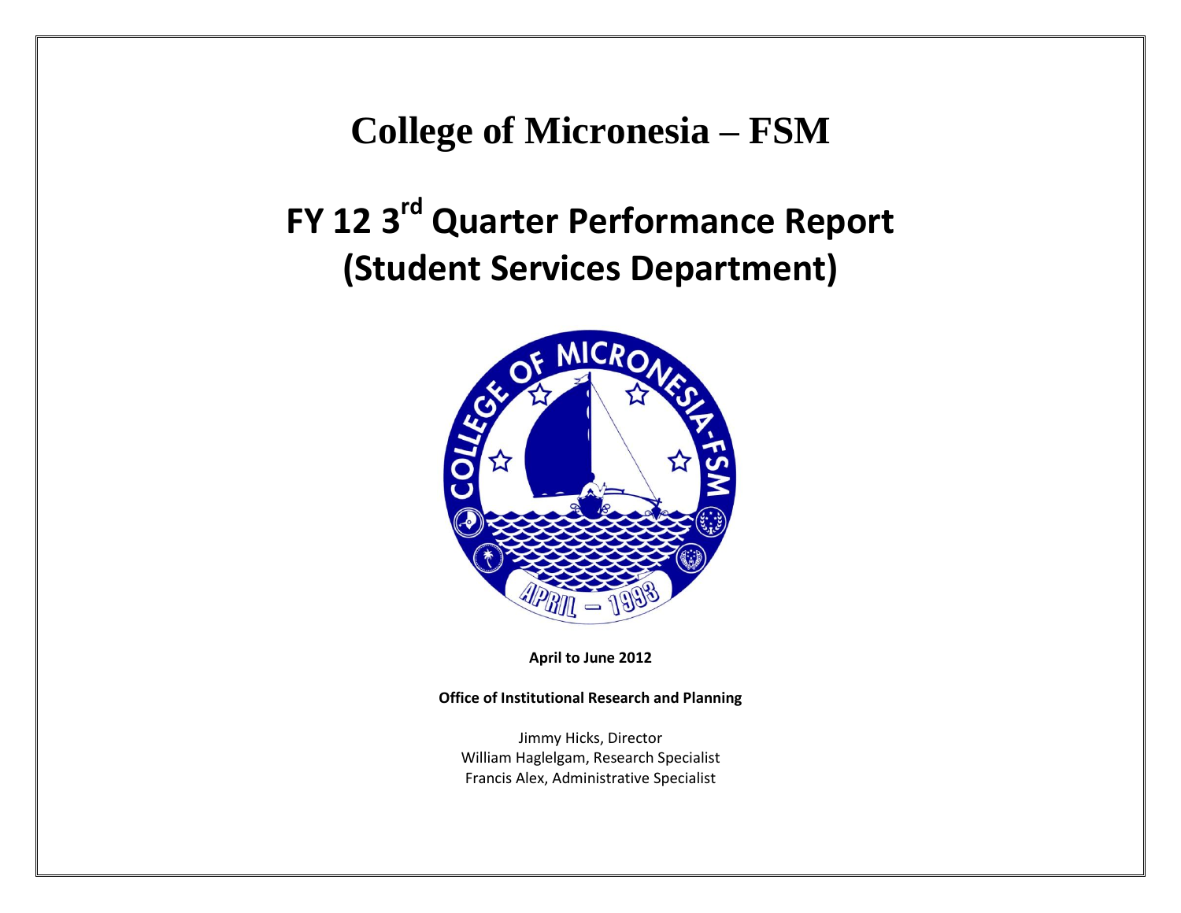# College of Micronesia – FSM

# FY 12 3rd Quarter Performance Report (Student Services Department)

**April to June 2012**

**Office of Institutional Research and Planning**

Jimmy Hicks, Director
William Haglelgam, Research Specialist
Francis Alex, Administrative Specialist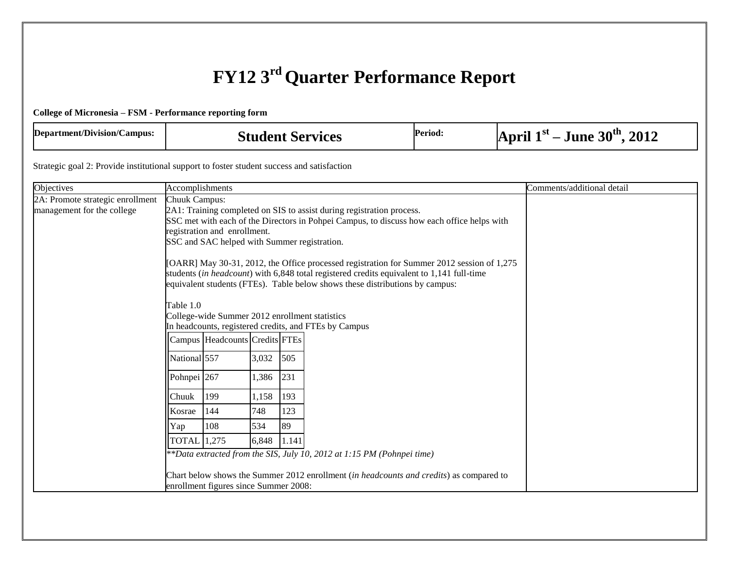# FY12 3rd Quarter Performance Report

**College of Micronesia – FSM - Performance reporting form**

| **Department/Division/Campus:** | **Student Services** | **Period:** | **April 1st – June 30th, 2012** |
|---|---|---|---|

Strategic goal 2: Provide institutional support to foster student success and satisfaction

| Objectives | Accomplishments | Comments/additional detail |
|---|---|---|
| 2A: Promote strategic enrollment management for the college | Chuuk Campus:<br>2A1: Training completed on SIS to assist during registration process.<br>SSC met with each of the Directors in Pohpei Campus, to discuss how each office helps with registration and enrollment.<br>SSC and SAC helped with Summer registration.<br><br>[OARR] May 30-31, 2012, the Office processed registration for Summer 2012 session of 1,275 students (*in headcount*) with 6,848 total registered credits equivalent to 1,141 full-time equivalent students (FTEs). Table below shows these distributions by campus:<br><br>Table 1.0<br>College-wide Summer 2012 enrollment statistics<br>In headcounts, registered credits, and FTEs by Campus<br><br>Campus / Headcounts / Credits / FTEs:<br>National / 557 / 3,032 / 505<br>Pohnpei / 267 / 1,386 / 231<br>Chuuk / 199 / 1,158 / 193<br>Kosrae / 144 / 748 / 123<br>Yap / 108 / 534 / 89<br>TOTAL / 1,275 / 6,848 / 1.141<br><br>*\*\*Data extracted from the SIS, July 10, 2012 at 1:15 PM (Pohnpei time)*<br><br>Chart below shows the Summer 2012 enrollment (*in headcounts and credits*) as compared to enrollment figures since Summer 2008: | |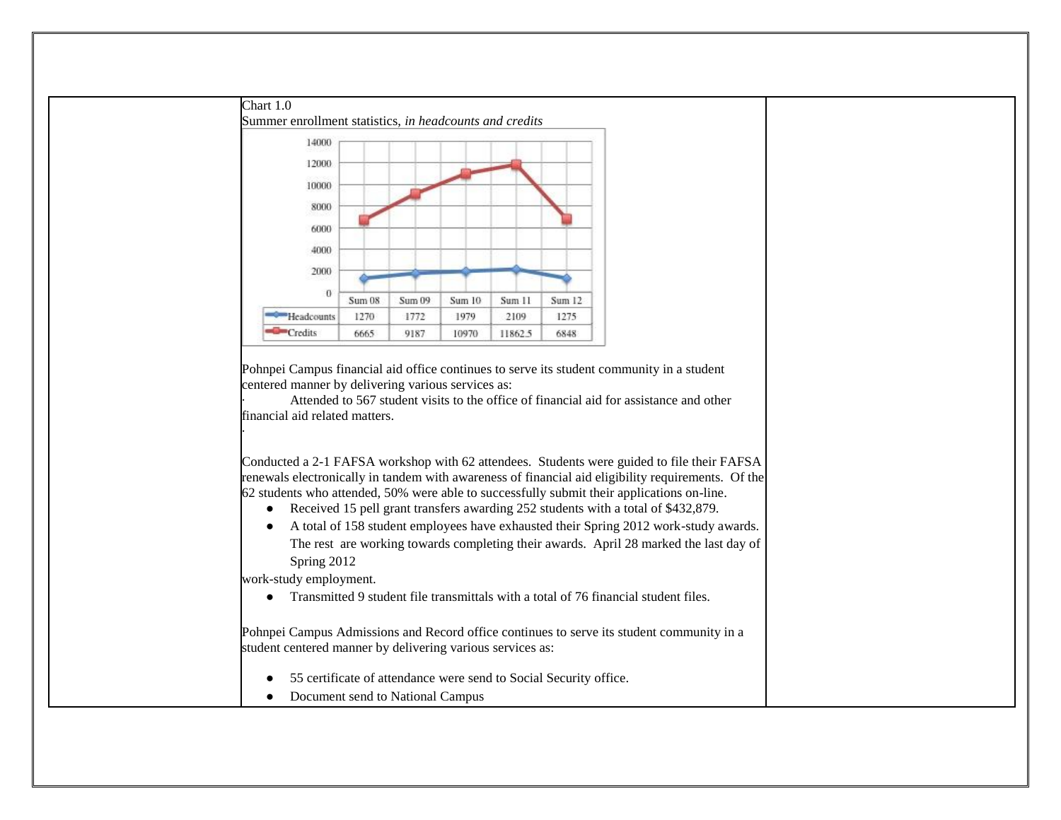Chart 1.0

Summer enrollment statistics, *in headcounts and credits*

| | Sum 08 | Sum 09 | Sum 10 | Sum 11 | Sum 12 |
|---|---|---|---|---|---|
| Headcounts | 1270 | 1772 | 1979 | 2109 | 1275 |
| Credits | 6665 | 9187 | 10970 | 11862.5 | 6848 |

Pohnpei Campus financial aid office continues to serve its student community in a student centered manner by delivering various services as:

· Attended to 567 student visits to the office of financial aid for assistance and other financial aid related matters.

·

Conducted a 2-1 FAFSA workshop with 62 attendees. Students were guided to file their FAFSA renewals electronically in tandem with awareness of financial aid eligibility requirements. Of the 62 students who attended, 50% were able to successfully submit their applications on-line.

- Received 15 pell grant transfers awarding 252 students with a total of $432,879.
- A total of 158 student employees have exhausted their Spring 2012 work-study awards. The rest are working towards completing their awards. April 28 marked the last day of Spring 2012

work-study employment.

- Transmitted 9 student file transmittals with a total of 76 financial student files.

Pohnpei Campus Admissions and Record office continues to serve its student community in a student centered manner by delivering various services as:

- 55 certificate of attendance were send to Social Security office.
- Document send to National Campus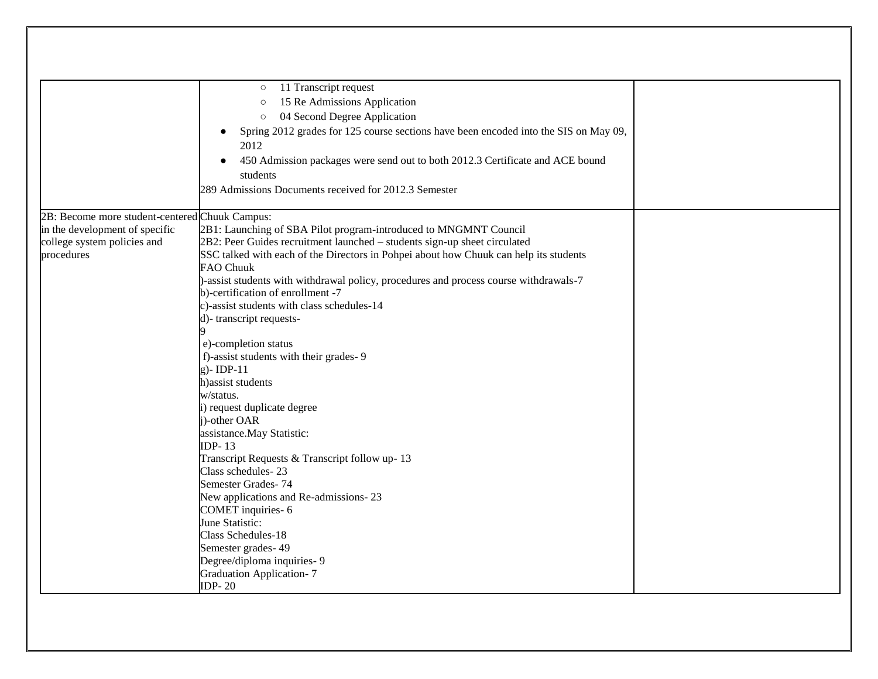| | | |
|---|---|---|
| | ○ 11 Transcript request<br>○ 15 Re Admissions Application<br>○ 04 Second Degree Application<br>● Spring 2012 grades for 125 course sections have been encoded into the SIS on May 09, 2012<br>● 450 Admission packages were send out to both 2012.3 Certificate and ACE bound students<br>289 Admissions Documents received for 2012.3 Semester | |
| 2B: Become more student-centered in the development of specific college system policies and procedures | Chuuk Campus:<br>2B1: Launching of SBA Pilot program-introduced to MNGMNT Council<br>2B2: Peer Guides recruitment launched – students sign-up sheet circulated<br>SSC talked with each of the Directors in Pohpei about how Chuuk can help its students<br>FAO Chuuk<br>)-assist students with withdrawal policy, procedures and process course withdrawals-7<br>b)-certification of enrollment -7<br>c)-assist students with class schedules-14<br>d)- transcript requests-<br>9<br>e)-completion status<br>f)-assist students with their grades- 9<br>g)- IDP-11<br>h)assist students<br>w/status.<br>i) request duplicate degree<br>j)-other OAR<br>assistance.May Statistic:<br>IDP- 13<br>Transcript Requests & Transcript follow up- 13<br>Class schedules- 23<br>Semester Grades- 74<br>New applications and Re-admissions- 23<br>COMET inquiries- 6<br>June Statistic:<br>Class Schedules-18<br>Semester grades- 49<br>Degree/diploma inquiries- 9<br>Graduation Application- 7<br>IDP- 20 | |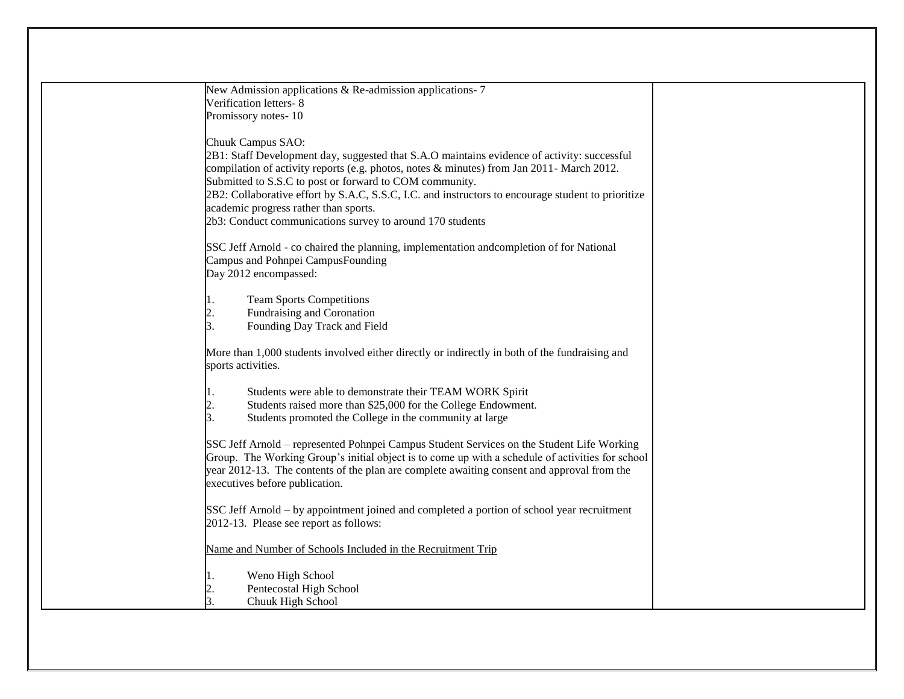| | | |
|---|---|---|
| | New Admission applications & Re-admission applications- 7<br>Verification letters- 8<br>Promissory notes- 10<br><br>Chuuk Campus SAO:<br>2B1: Staff Development day, suggested that S.A.O maintains evidence of activity: successful compilation of activity reports (e.g. photos, notes & minutes) from Jan 2011- March 2012. Submitted to S.S.C to post or forward to COM community.<br>2B2: Collaborative effort by S.A.C, S.S.C, I.C. and instructors to encourage student to prioritize academic progress rather than sports.<br>2b3: Conduct communications survey to around 170 students<br><br>SSC Jeff Arnold - co chaired the planning, implementation andcompletion of for National Campus and Pohnpei CampusFounding<br>Day 2012 encompassed:<br><br>1. Team Sports Competitions<br>2. Fundraising and Coronation<br>3. Founding Day Track and Field<br><br>More than 1,000 students involved either directly or indirectly in both of the fundraising and sports activities.<br><br>1. Students were able to demonstrate their TEAM WORK Spirit<br>2. Students raised more than $25,000 for the College Endowment.<br>3. Students promoted the College in the community at large<br><br>SSC Jeff Arnold – represented Pohnpei Campus Student Services on the Student Life Working Group. The Working Group's initial object is to come up with a schedule of activities for school year 2012-13. The contents of the plan are complete awaiting consent and approval from the executives before publication.<br><br>SSC Jeff Arnold – by appointment joined and completed a portion of school year recruitment 2012-13. Please see report as follows:<br><br><u>Name and Number of Schools Included in the Recruitment Trip</u><br><br>1. Weno High School<br>2. Pentecostal High School<br>3. Chuuk High School | |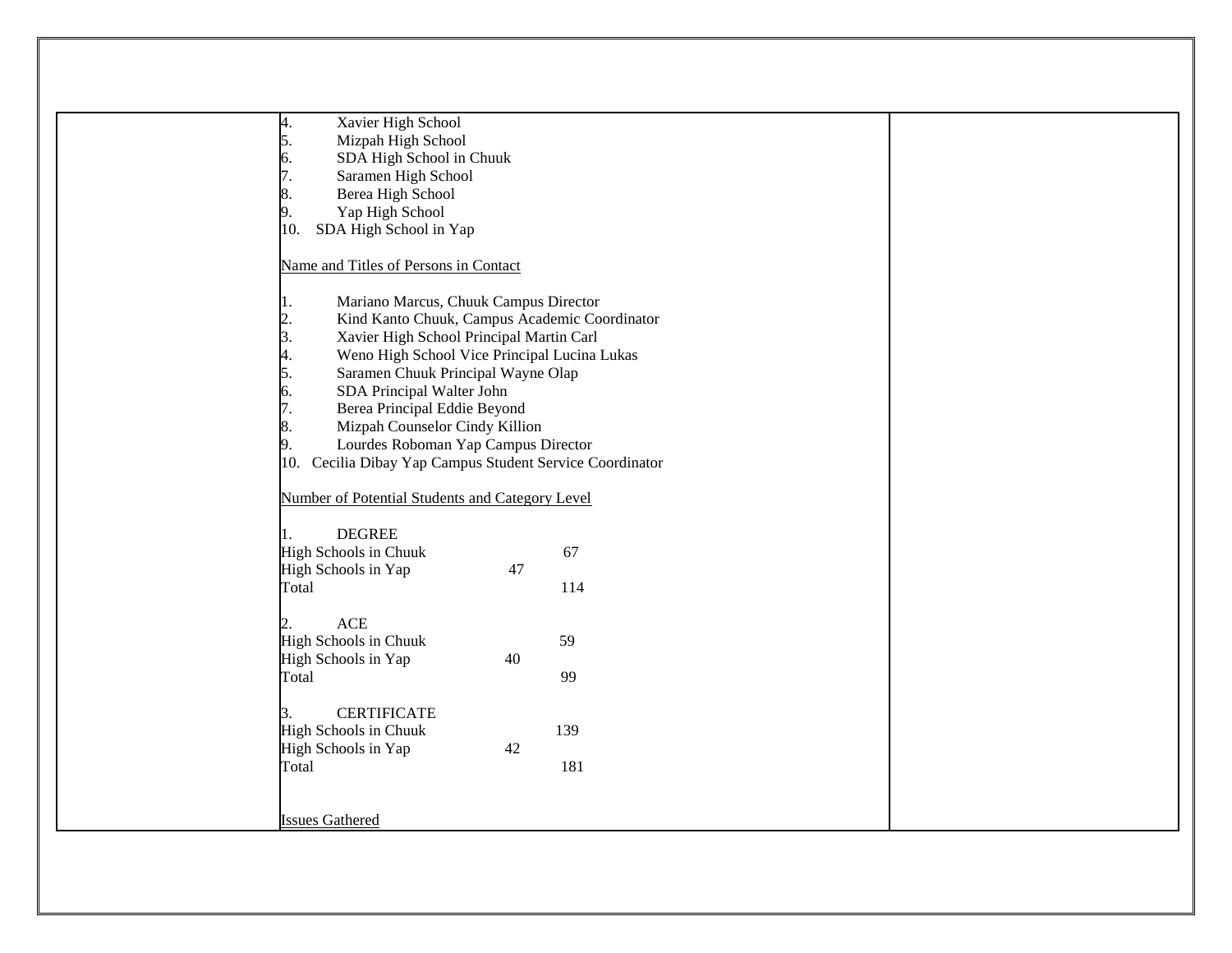4. Xavier High School
5. Mizpah High School
6. SDA High School in Chuuk
7. Saramen High School
8. Berea High School
9. Yap High School
10. SDA High School in Yap

Name and Titles of Persons in Contact

1. Mariano Marcus, Chuuk Campus Director
2. Kind Kanto Chuuk, Campus Academic Coordinator
3. Xavier High School Principal Martin Carl
4. Weno High School Vice Principal Lucina Lukas
5. Saramen Chuuk Principal Wayne Olap
6. SDA Principal Walter John
7. Berea Principal Eddie Beyond
8. Mizpah Counselor Cindy Killion
9. Lourdes Roboman Yap Campus Director
10. Cecilia Dibay Yap Campus Student Service Coordinator

Number of Potential Students and Category Level

1. DEGREE

| | | |
|---|---|---|
| High Schools in Chuuk | | 67 |
| High Schools in Yap | 47 | |
| Total | | 114 |

2. ACE

| | | |
|---|---|---|
| High Schools in Chuuk | | 59 |
| High Schools in Yap | 40 | |
| Total | | 99 |

3. CERTIFICATE

| | | |
|---|---|---|
| High Schools in Chuuk | | 139 |
| High Schools in Yap | 42 | |
| Total | | 181 |

Issues Gathered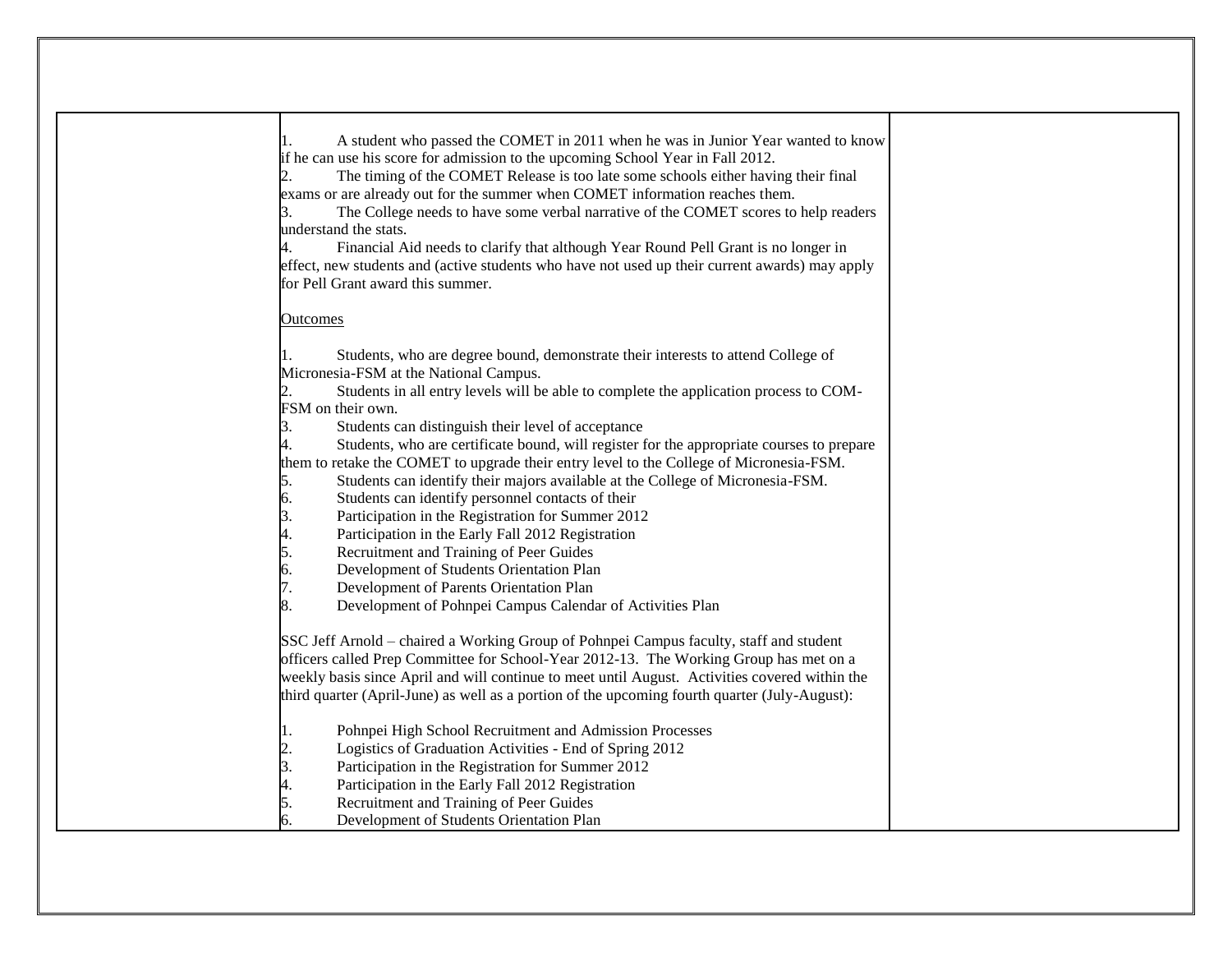| | | |
|---|---|---|
| | 1. A student who passed the COMET in 2011 when he was in Junior Year wanted to know if he can use his score for admission to the upcoming School Year in Fall 2012.<br>2. The timing of the COMET Release is too late some schools either having their final exams or are already out for the summer when COMET information reaches them.<br>3. The College needs to have some verbal narrative of the COMET scores to help readers understand the stats.<br>4. Financial Aid needs to clarify that although Year Round Pell Grant is no longer in effect, new students and (active students who have not used up their current awards) may apply for Pell Grant award this summer.<br><br><u>Outcomes</u><br><br>1. Students, who are degree bound, demonstrate their interests to attend College of Micronesia-FSM at the National Campus.<br>2. Students in all entry levels will be able to complete the application process to COM-FSM on their own.<br>3. Students can distinguish their level of acceptance<br>4. Students, who are certificate bound, will register for the appropriate courses to prepare them to retake the COMET to upgrade their entry level to the College of Micronesia-FSM.<br>5. Students can identify their majors available at the College of Micronesia-FSM.<br>6. Students can identify personnel contacts of their<br>3. Participation in the Registration for Summer 2012<br>4. Participation in the Early Fall 2012 Registration<br>5. Recruitment and Training of Peer Guides<br>6. Development of Students Orientation Plan<br>7. Development of Parents Orientation Plan<br>8. Development of Pohnpei Campus Calendar of Activities Plan<br><br>SSC Jeff Arnold – chaired a Working Group of Pohnpei Campus faculty, staff and student officers called Prep Committee for School-Year 2012-13. The Working Group has met on a weekly basis since April and will continue to meet until August. Activities covered within the third quarter (April-June) as well as a portion of the upcoming fourth quarter (July-August):<br><br>1. Pohnpei High School Recruitment and Admission Processes<br>2. Logistics of Graduation Activities - End of Spring 2012<br>3. Participation in the Registration for Summer 2012<br>4. Participation in the Early Fall 2012 Registration<br>5. Recruitment and Training of Peer Guides<br>6. Development of Students Orientation Plan | |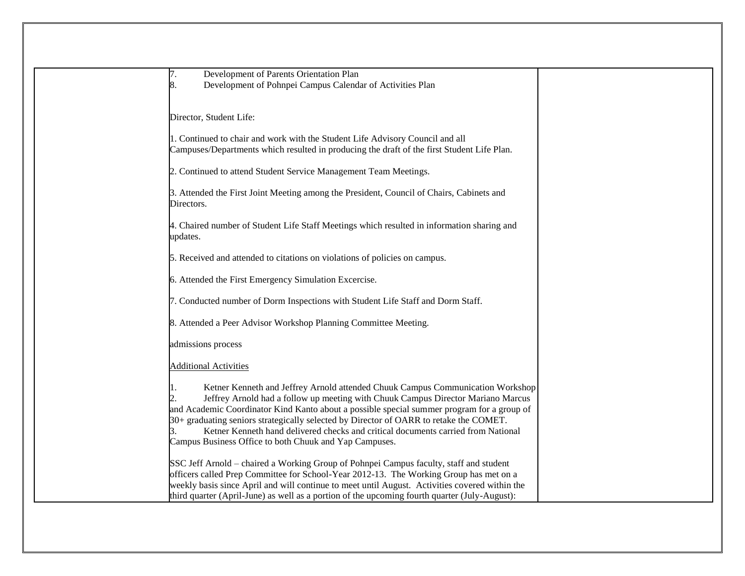| | 7. Development of Parents Orientation Plan<br>8. Development of Pohnpei Campus Calendar of Activities Plan<br><br>Director, Student Life:<br><br>1. Continued to chair and work with the Student Life Advisory Council and all Campuses/Departments which resulted in producing the draft of the first Student Life Plan.<br><br>2. Continued to attend Student Service Management Team Meetings.<br><br>3. Attended the First Joint Meeting among the President, Council of Chairs, Cabinets and Directors.<br><br>4. Chaired number of Student Life Staff Meetings which resulted in information sharing and updates.<br><br>5. Received and attended to citations on violations of policies on campus.<br><br>6. Attended the First Emergency Simulation Excercise.<br><br>7. Conducted number of Dorm Inspections with Student Life Staff and Dorm Staff.<br><br>8. Attended a Peer Advisor Workshop Planning Committee Meeting.<br><br>admissions process<br><br><u>Additional Activities</u><br><br>1. Ketner Kenneth and Jeffrey Arnold attended Chuuk Campus Communication Workshop<br>2. Jeffrey Arnold had a follow up meeting with Chuuk Campus Director Mariano Marcus and Academic Coordinator Kind Kanto about a possible special summer program for a group of 30+ graduating seniors strategically selected by Director of OARR to retake the COMET.<br>3. Ketner Kenneth hand delivered checks and critical documents carried from National Campus Business Office to both Chuuk and Yap Campuses.<br><br>SSC Jeff Arnold – chaired a Working Group of Pohnpei Campus faculty, staff and student officers called Prep Committee for School-Year 2012-13. The Working Group has met on a weekly basis since April and will continue to meet until August. Activities covered within the third quarter (April-June) as well as a portion of the upcoming fourth quarter (July-August): | |
|---|---|---|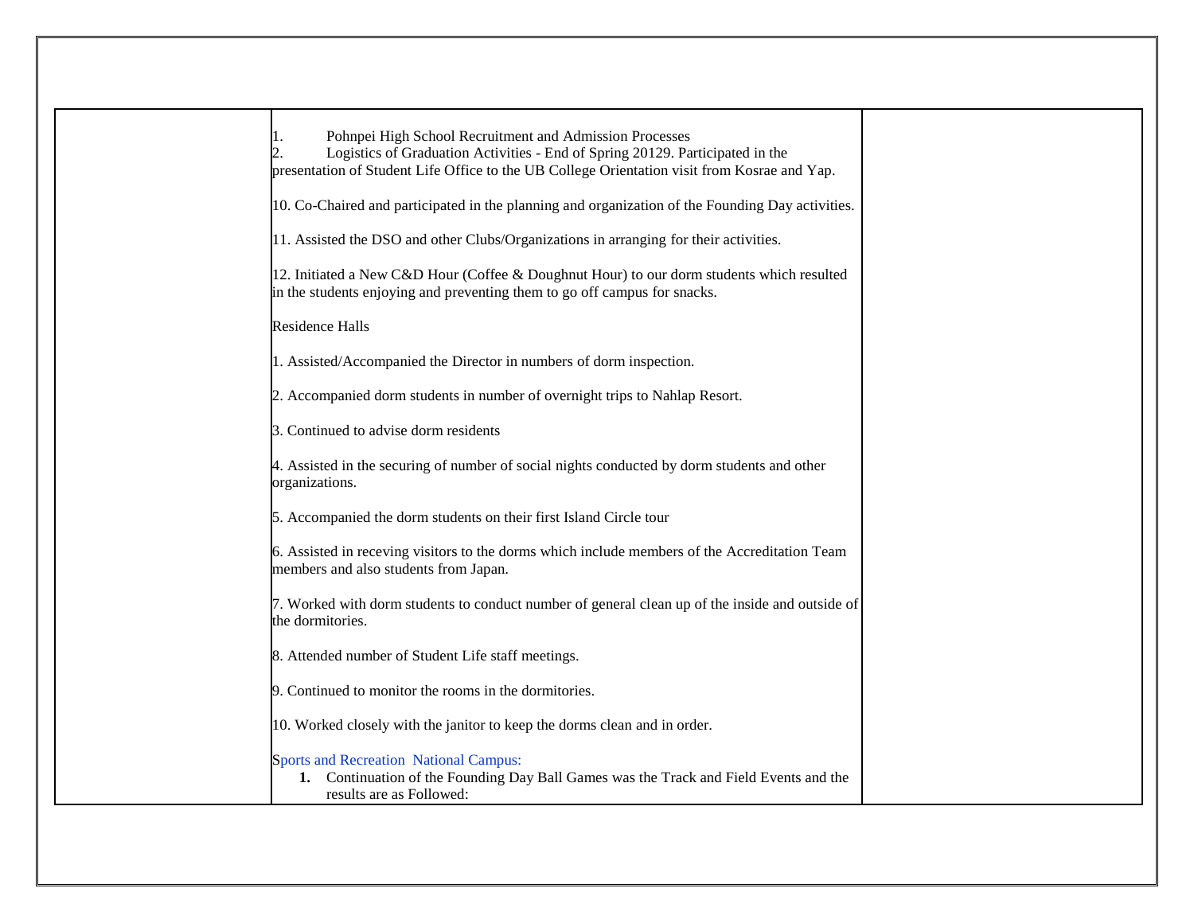| | 1. Pohnpei High School Recruitment and Admission Processes<br>2. Logistics of Graduation Activities - End of Spring 20129. Participated in the presentation of Student Life Office to the UB College Orientation visit from Kosrae and Yap.<br><br>10. Co-Chaired and participated in the planning and organization of the Founding Day activities.<br><br>11. Assisted the DSO and other Clubs/Organizations in arranging for their activities.<br><br>12. Initiated a New C&D Hour (Coffee & Doughnut Hour) to our dorm students which resulted in the students enjoying and preventing them to go off campus for snacks.<br><br>Residence Halls<br><br>1. Assisted/Accompanied the Director in numbers of dorm inspection.<br><br>2. Accompanied dorm students in number of overnight trips to Nahlap Resort.<br><br>3. Continued to advise dorm residents<br><br>4. Assisted in the securing of number of social nights conducted by dorm students and other organizations.<br><br>5. Accompanied the dorm students on their first Island Circle tour<br><br>6. Assisted in receving visitors to the dorms which include members of the Accreditation Team members and also students from Japan.<br><br>7. Worked with dorm students to conduct number of general clean up of the inside and outside of the dormitories.<br><br>8. Attended number of Student Life staff meetings.<br><br>9. Continued to monitor the rooms in the dormitories.<br><br>10. Worked closely with the janitor to keep the dorms clean and in order.<br><br>Sports and Recreation National Campus:<br>**1.** Continuation of the Founding Day Ball Games was the Track and Field Events and the results are as Followed: | |
|---|---|---|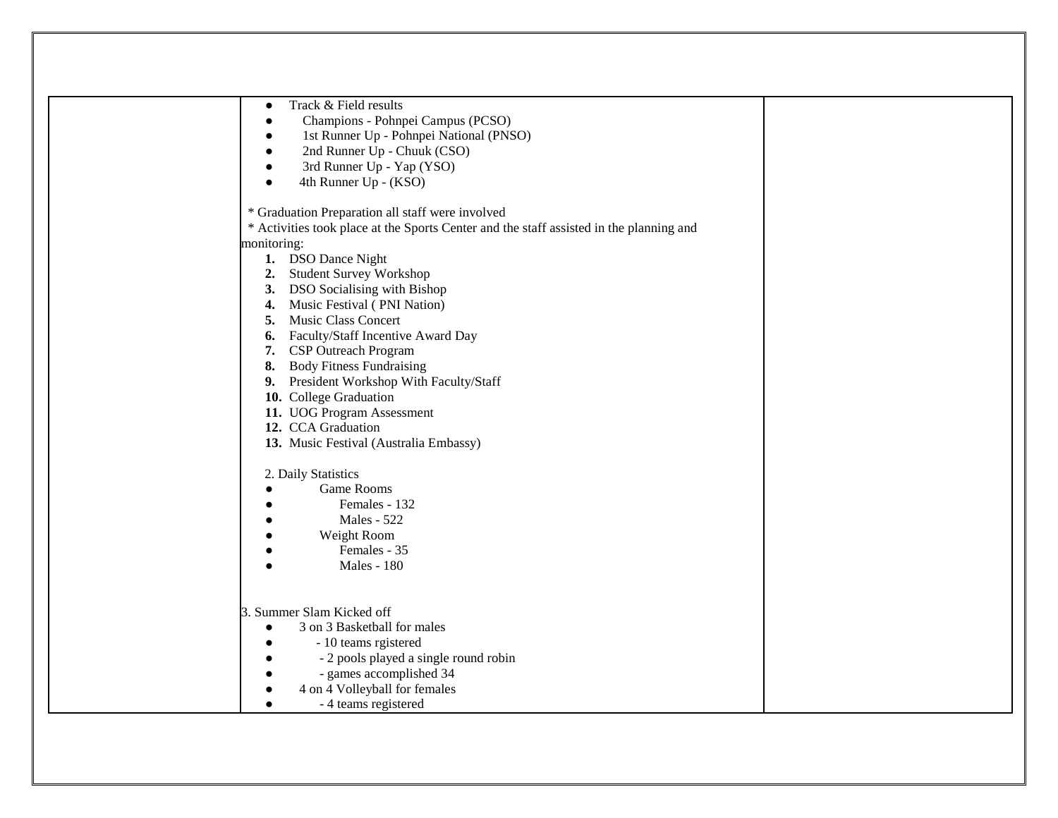| | - Track & Field results<br>- Champions - Pohnpei Campus (PCSO)<br>- 1st Runner Up - Pohnpei National (PNSO)<br>- 2nd Runner Up - Chuuk (CSO)<br>- 3rd Runner Up - Yap (YSO)<br>- 4th Runner Up - (KSO)<br><br>* Graduation Preparation all staff were involved<br>* Activities took place at the Sports Center and the staff assisted in the planning and monitoring:<br>**1.** DSO Dance Night<br>**2.** Student Survey Workshop<br>**3.** DSO Socialising with Bishop<br>**4.** Music Festival ( PNI Nation)<br>**5.** Music Class Concert<br>**6.** Faculty/Staff Incentive Award Day<br>**7.** CSP Outreach Program<br>**8.** Body Fitness Fundraising<br>**9.** President Workshop With Faculty/Staff<br>**10.** College Graduation<br>**11.** UOG Program Assessment<br>**12.** CCA Graduation<br>**13.** Music Festival (Australia Embassy)<br><br>2. Daily Statistics<br>- Game Rooms<br>- Females - 132<br>- Males - 522<br>- Weight Room<br>- Females - 35<br>- Males - 180<br><br>3. Summer Slam Kicked off<br>- 3 on 3 Basketball for males<br>- - 10 teams rgistered<br>- - 2 pools played a single round robin<br>- - games accomplished 34<br>- 4 on 4 Volleyball for females<br>- - 4 teams registered | |
|---|---|---|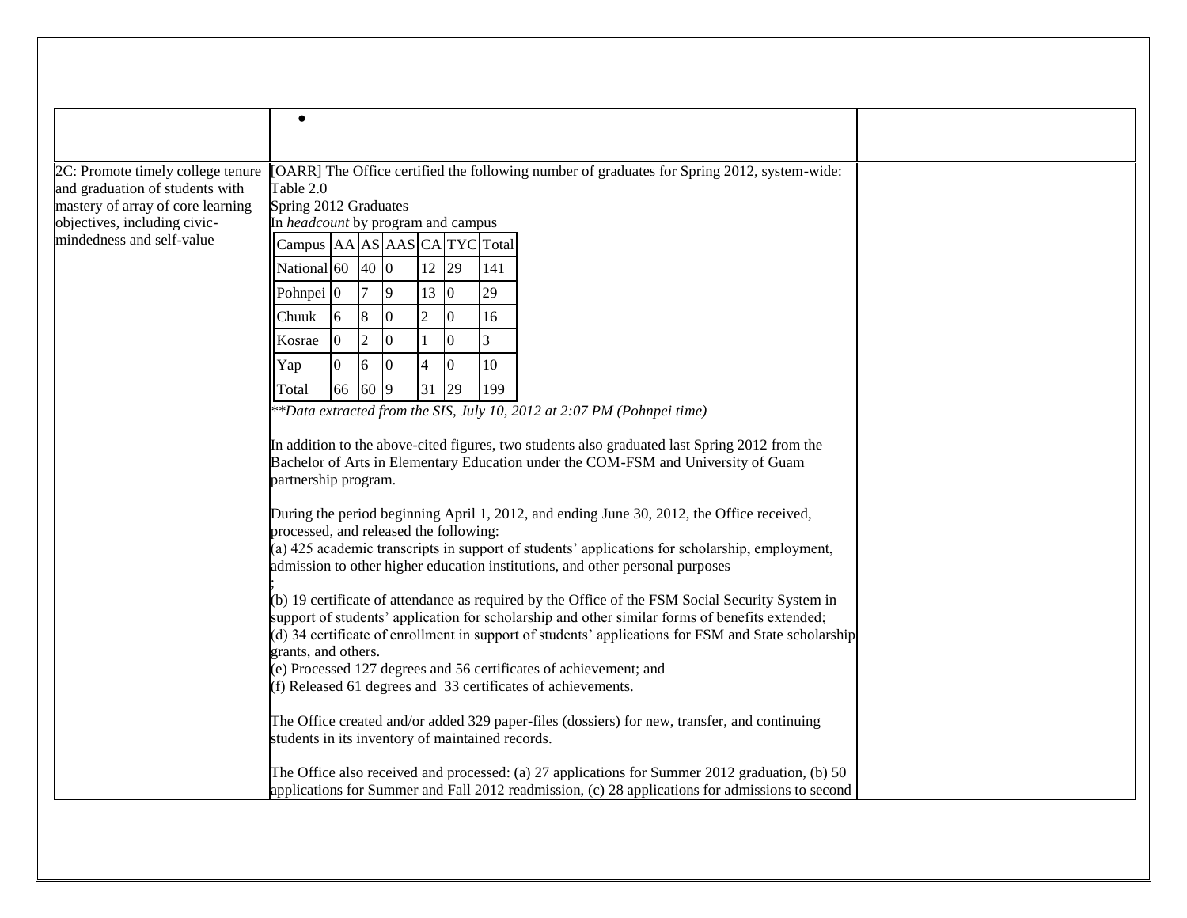| | | |
|---|---|---|
| | • | |
| 2C: Promote timely college tenure and graduation of students with mastery of array of core learning objectives, including civic-mindedness and self-value | [OARR] The Office certified the following number of graduates for Spring 2012, system-wide:<br>Table 2.0<br>Spring 2012 Graduates<br>In *headcount* by program and campus<br><br>Campus / AA / AS / AAS / CA / TYC / Total<br>National / 60 / 40 / 0 / 12 / 29 / 141<br>Pohnpei / 0 / 7 / 9 / 13 / 0 / 29<br>Chuuk / 6 / 8 / 0 / 2 / 0 / 16<br>Kosrae / 0 / 2 / 0 / 1 / 0 / 3<br>Yap / 0 / 6 / 0 / 4 / 0 / 10<br>Total / 66 / 60 / 9 / 31 / 29 / 199<br><br>*\*\*Data extracted from the SIS, July 10, 2012 at 2:07 PM (Pohnpei time)*<br><br>In addition to the above-cited figures, two students also graduated last Spring 2012 from the Bachelor of Arts in Elementary Education under the COM-FSM and University of Guam partnership program.<br><br>During the period beginning April 1, 2012, and ending June 30, 2012, the Office received, processed, and released the following:<br>(a) 425 academic transcripts in support of students' applications for scholarship, employment, admission to other higher education institutions, and other personal purposes<br>;<br>(b) 19 certificate of attendance as required by the Office of the FSM Social Security System in support of students' application for scholarship and other similar forms of benefits extended;<br>(d) 34 certificate of enrollment in support of students' applications for FSM and State scholarship grants, and others.<br>(e) Processed 127 degrees and 56 certificates of achievement; and<br>(f) Released 61 degrees and 33 certificates of achievements.<br><br>The Office created and/or added 329 paper-files (dossiers) for new, transfer, and continuing students in its inventory of maintained records.<br><br>The Office also received and processed: (a) 27 applications for Summer 2012 graduation, (b) 50 applications for Summer and Fall 2012 readmission, (c) 28 applications for admissions to second | |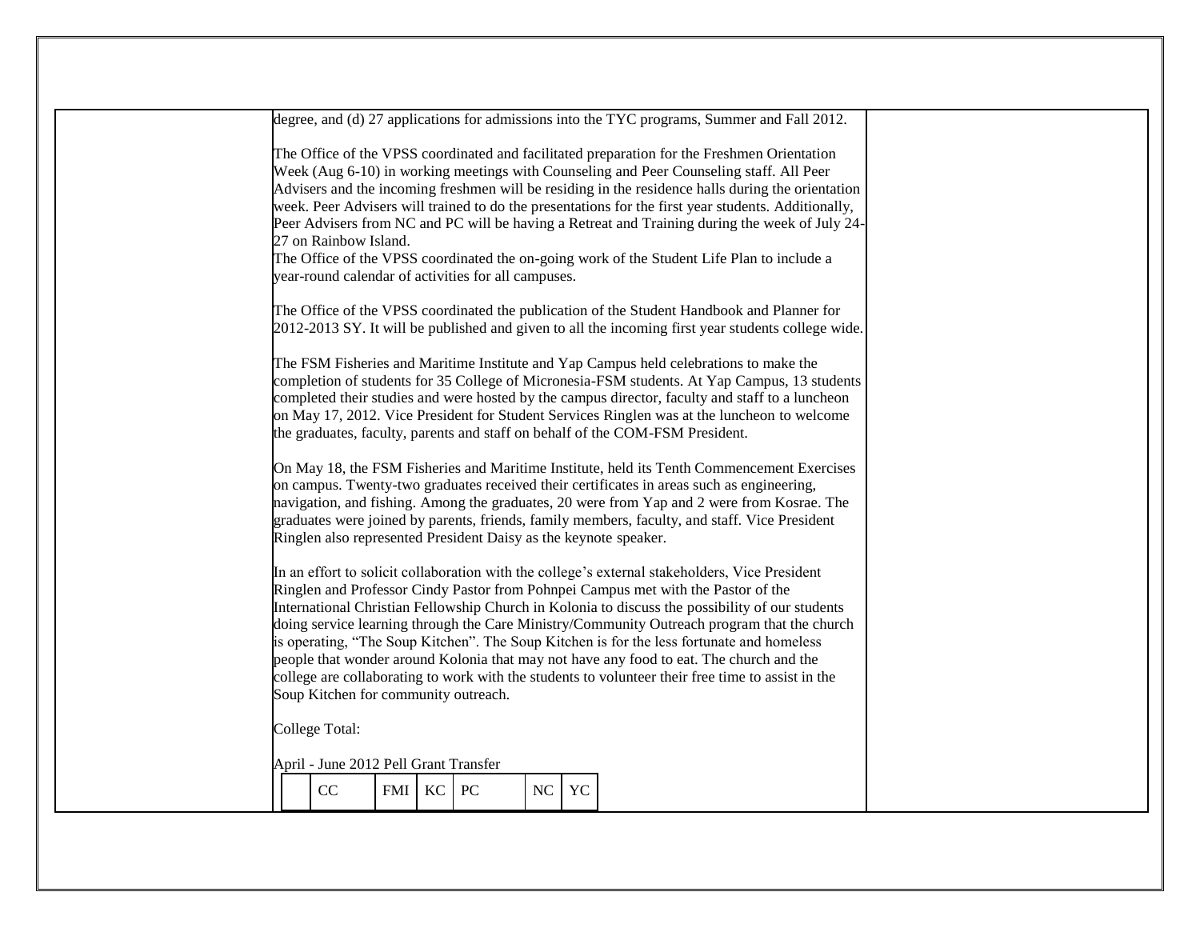degree, and (d) 27 applications for admissions into the TYC programs, Summer and Fall 2012.

The Office of the VPSS coordinated and facilitated preparation for the Freshmen Orientation Week (Aug 6-10) in working meetings with Counseling and Peer Counseling staff. All Peer Advisers and the incoming freshmen will be residing in the residence halls during the orientation week. Peer Advisers will trained to do the presentations for the first year students. Additionally, Peer Advisers from NC and PC will be having a Retreat and Training during the week of July 24-27 on Rainbow Island.
The Office of the VPSS coordinated the on-going work of the Student Life Plan to include a year-round calendar of activities for all campuses.

The Office of the VPSS coordinated the publication of the Student Handbook and Planner for 2012-2013 SY. It will be published and given to all the incoming first year students college wide.

The FSM Fisheries and Maritime Institute and Yap Campus held celebrations to make the completion of students for 35 College of Micronesia-FSM students. At Yap Campus, 13 students completed their studies and were hosted by the campus director, faculty and staff to a luncheon on May 17, 2012. Vice President for Student Services Ringlen was at the luncheon to welcome the graduates, faculty, parents and staff on behalf of the COM-FSM President.

On May 18, the FSM Fisheries and Maritime Institute, held its Tenth Commencement Exercises on campus. Twenty-two graduates received their certificates in areas such as engineering, navigation, and fishing. Among the graduates, 20 were from Yap and 2 were from Kosrae. The graduates were joined by parents, friends, family members, faculty, and staff. Vice President Ringlen also represented President Daisy as the keynote speaker.

In an effort to solicit collaboration with the college's external stakeholders, Vice President Ringlen and Professor Cindy Pastor from Pohnpei Campus met with the Pastor of the International Christian Fellowship Church in Kolonia to discuss the possibility of our students doing service learning through the Care Ministry/Community Outreach program that the church is operating, "The Soup Kitchen". The Soup Kitchen is for the less fortunate and homeless people that wonder around Kolonia that may not have any food to eat. The church and the college are collaborating to work with the students to volunteer their free time to assist in the Soup Kitchen for community outreach.

College Total:

April - June 2012 Pell Grant Transfer

| | CC | FMI | KC | PC | NC | YC |
|---|---|---|---|---|---|---|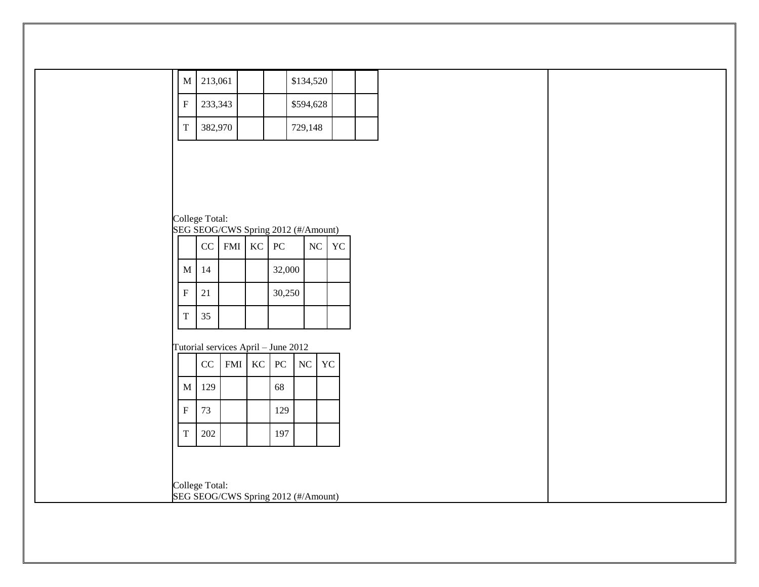| | | | | | | |
|---|---|---|---|---|---|---|
| M | 213,061 | | | $134,520 | | |
| F | 233,343 | | | $594,628 | | |
| T | 382,970 | | | 729,148 | | |

College Total:
SEG SEOG/CWS Spring 2012 (#/Amount)

| | CC | FMI | KC | PC | NC | YC |
|---|---|---|---|---|---|---|
| M | 14 | | | 32,000 | | |
| F | 21 | | | 30,250 | | |
| T | 35 | | | | | |

Tutorial services April – June 2012

| | CC | FMI | KC | PC | NC | YC |
|---|---|---|---|---|---|---|
| M | 129 | | | 68 | | |
| F | 73 | | | 129 | | |
| T | 202 | | | 197 | | |

College Total:
SEG SEOG/CWS Spring 2012 (#/Amount)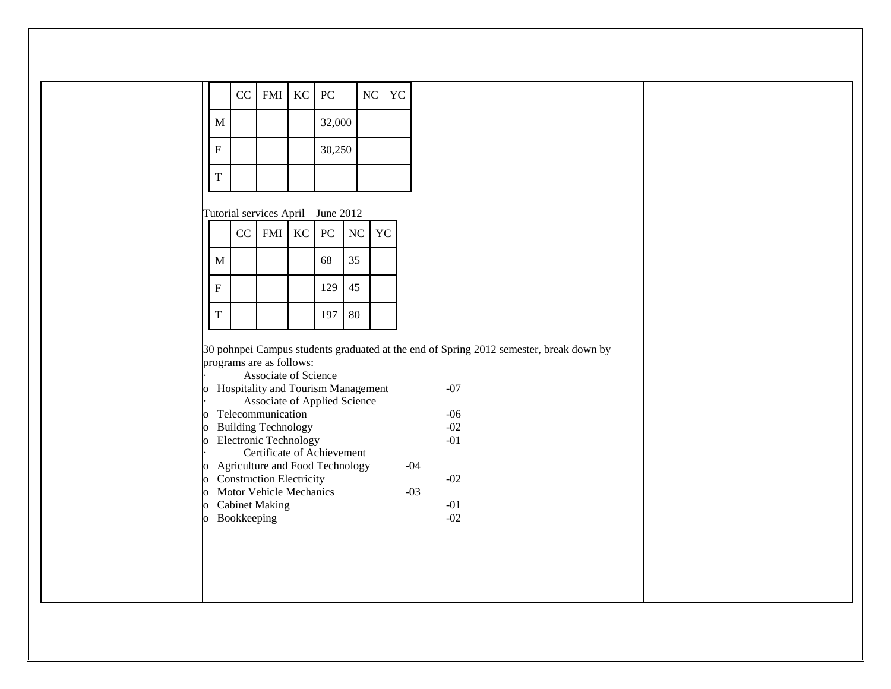| | CC | FMI | KC | PC | NC | YC |
|---|---|---|---|---|---|---|
| M | | | | 32,000 | | |
| F | | | | 30,250 | | |
| T | | | | | | |

Tutorial services April – June 2012

| | CC | FMI | KC | PC | NC | YC |
|---|---|---|---|---|---|---|
| M | | | | 68 | 35 | |
| F | | | | 129 | 45 | |
| T | | | | 197 | 80 | |

30 pohnpei Campus students graduated at the end of Spring 2012 semester, break down by programs are as follows:

- Associate of Science
  - Hospitality and Tourism Management -07
- Associate of Applied Science
  - Telecommunication -06
  - Building Technology -02
  - Electronic Technology -01
- Certificate of Achievement
  - Agriculture and Food Technology -04
  - Construction Electricity -02
  - Motor Vehicle Mechanics -03
  - Cabinet Making -01
  - Bookkeeping -02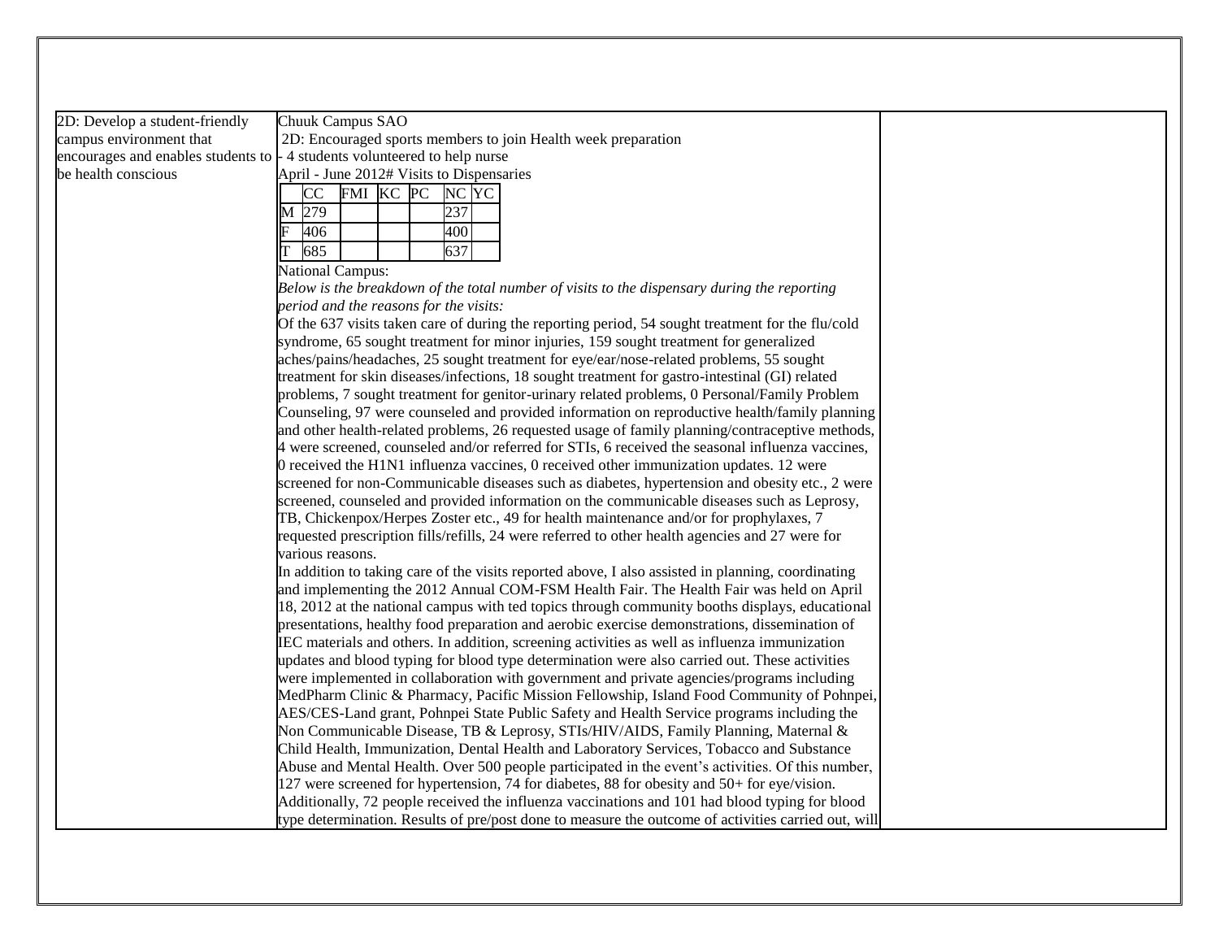| 2D: Develop a student-friendly campus environment that encourages and enables students to be health conscious | Chuuk Campus SAO<br> 2D: Encouraged sports members to join Health week preparation<br>- 4 students volunteered to help nurse<br>April - June 2012# Visits to Dispensaries<br><br>(see visits table below)<br><br>National Campus:<br>*Below is the breakdown of the total number of visits to the dispensary during the reporting period and the reasons for the visits:*<br>Of the 637 visits taken care of during the reporting period, 54 sought treatment for the flu/cold syndrome, 65 sought treatment for minor injuries, 159 sought treatment for generalized aches/pains/headaches, 25 sought treatment for eye/ear/nose-related problems, 55 sought treatment for skin diseases/infections, 18 sought treatment for gastro-intestinal (GI) related problems, 7 sought treatment for genitor-urinary related problems, 0 Personal/Family Problem Counseling, 97 were counseled and provided information on reproductive health/family planning and other health-related problems, 26 requested usage of family planning/contraceptive methods, 4 were screened, counseled and/or referred for STIs, 6 received the seasonal influenza vaccines, 0 received the H1N1 influenza vaccines, 0 received other immunization updates. 12 were screened for non-Communicable diseases such as diabetes, hypertension and obesity etc., 2 were screened, counseled and provided information on the communicable diseases such as Leprosy, TB, Chickenpox/Herpes Zoster etc., 49 for health maintenance and/or for prophylaxes, 7 requested prescription fills/refills, 24 were referred to other health agencies and 27 were for various reasons.<br>In addition to taking care of the visits reported above, I also assisted in planning, coordinating and implementing the 2012 Annual COM-FSM Health Fair. The Health Fair was held on April 18, 2012 at the national campus with ted topics through community booths displays, educational presentations, healthy food preparation and aerobic exercise demonstrations, dissemination of IEC materials and others. In addition, screening activities as well as influenza immunization updates and blood typing for blood type determination were also carried out. These activities were implemented in collaboration with government and private agencies/programs including MedPharm Clinic & Pharmacy, Pacific Mission Fellowship, Island Food Community of Pohnpei, AES/CES-Land grant, Pohnpei State Public Safety and Health Service programs including the Non Communicable Disease, TB & Leprosy, STIs/HIV/AIDS, Family Planning, Maternal & Child Health, Immunization, Dental Health and Laboratory Services, Tobacco and Substance Abuse and Mental Health. Over 500 people participated in the event's activities. Of this number, 127 were screened for hypertension, 74 for diabetes, 88 for obesity and 50+ for eye/vision. Additionally, 72 people received the influenza vaccinations and 101 had blood typing for blood type determination. Results of pre/post done to measure the outcome of activities carried out, will | |
|---|---|---|

|  | CC | FMI | KC | PC | NC | YC |
|---|---|---|---|---|---|---|
| M | 279 |  |  |  | 237 |  |
| F | 406 |  |  |  | 400 |  |
| T | 685 |  |  |  | 637 |  |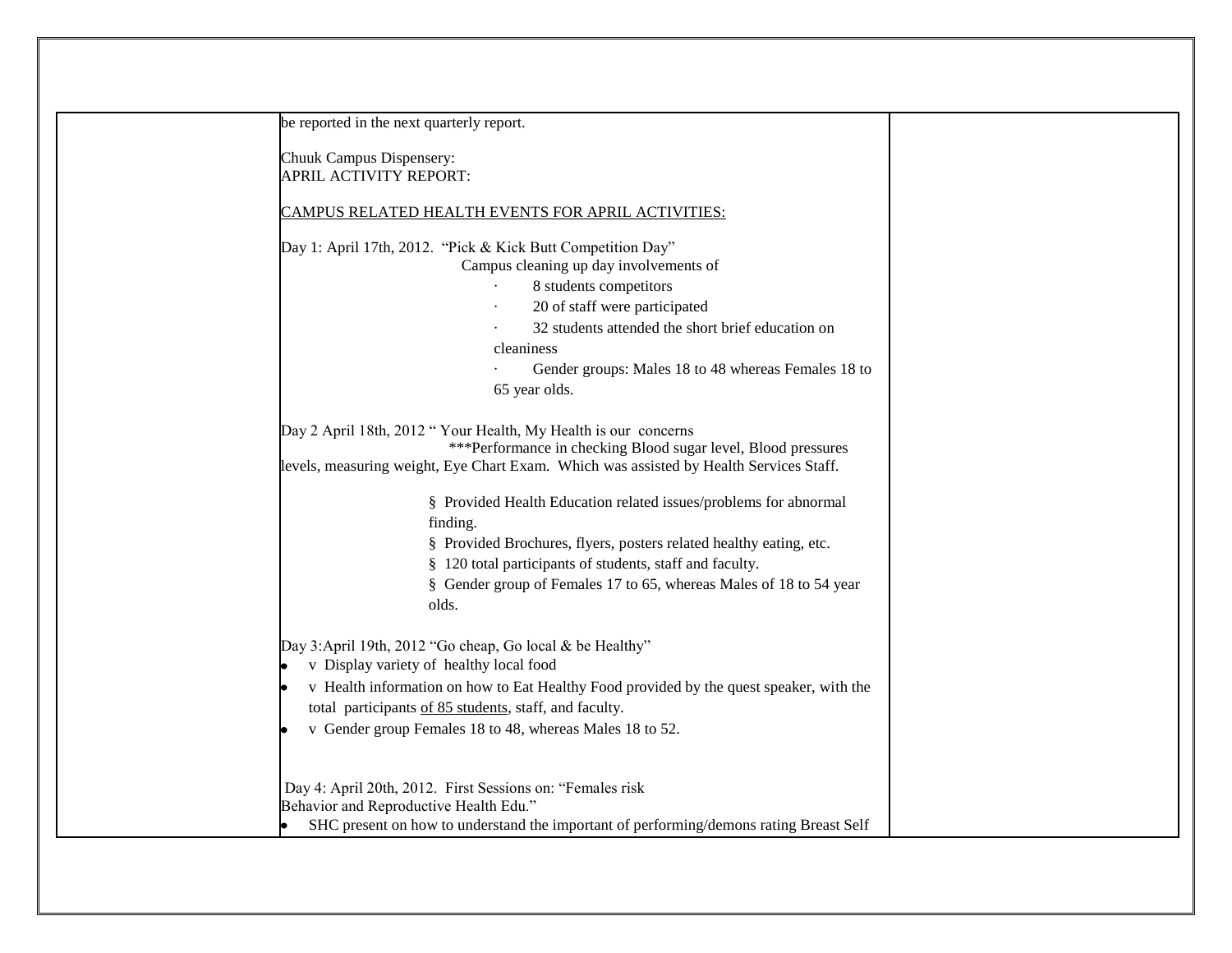be reported in the next quarterly report.

Chuuk Campus Dispensery:
APRIL ACTIVITY REPORT:

<u>CAMPUS RELATED HEALTH EVENTS FOR APRIL ACTIVITIES:</u>

Day 1: April 17th, 2012. "Pick & Kick Butt Competition Day"
Campus cleaning up day involvements of

- 8 students competitors
- 20 of staff were participated
- 32 students attended the short brief education on cleaniness
- Gender groups: Males 18 to 48 whereas Females 18 to 65 year olds.

Day 2 April 18th, 2012 " Your Health, My Health is our concerns
***Performance in checking Blood sugar level, Blood pressures levels, measuring weight, Eye Chart Exam. Which was assisted by Health Services Staff.

- § Provided Health Education related issues/problems for abnormal finding.
- § Provided Brochures, flyers, posters related healthy eating, etc.
- § 120 total participants of students, staff and faculty.
- § Gender group of Females 17 to 65, whereas Males of 18 to 54 year olds.

Day 3:April 19th, 2012 "Go cheap, Go local & be Healthy"

- v Display variety of healthy local food
- v Health information on how to Eat Healthy Food provided by the quest speaker, with the total participants <u>of 85 students</u>, staff, and faculty.
- v Gender group Females 18 to 48, whereas Males 18 to 52.

Day 4: April 20th, 2012. First Sessions on: "Females risk Behavior and Reproductive Health Edu."

- SHC present on how to understand the important of performing/demons rating Breast Self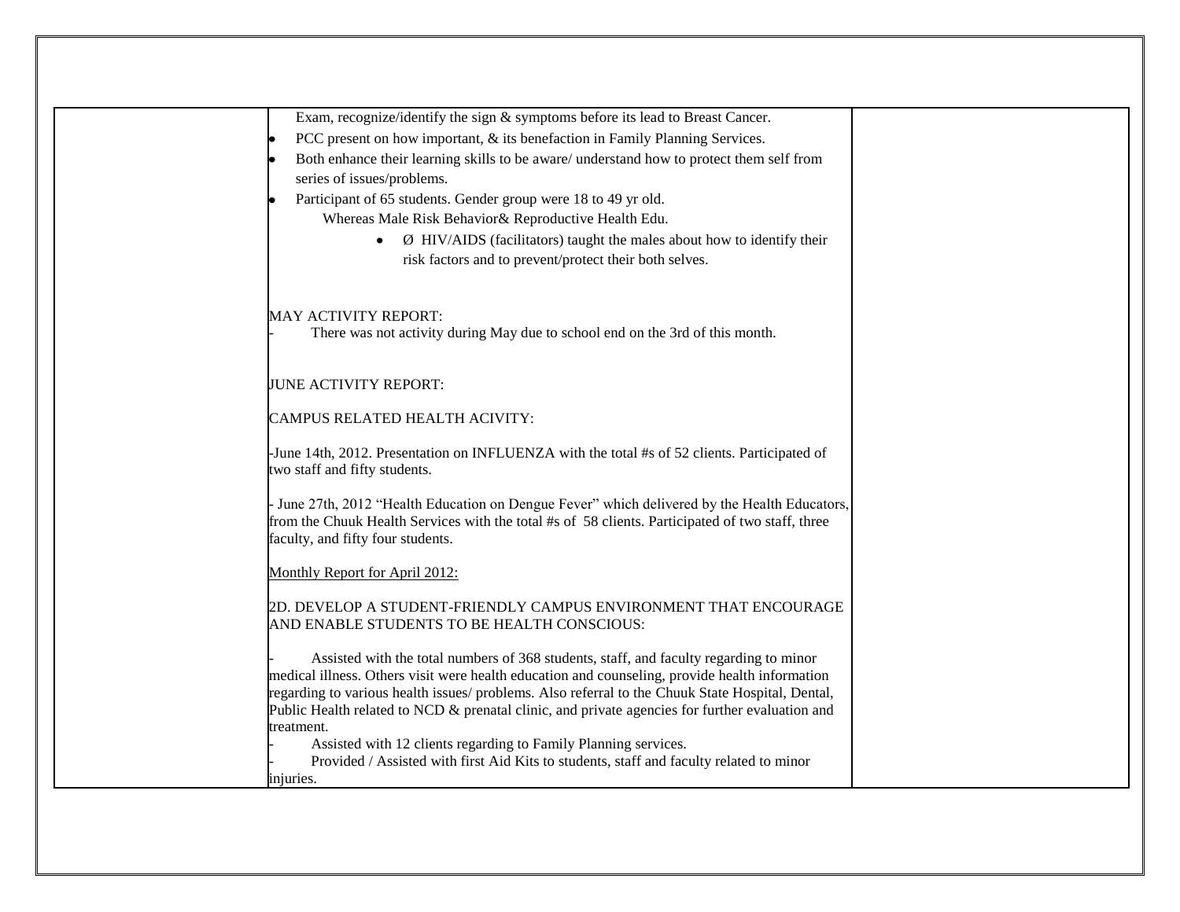| | Exam, recognize/identify the sign & symptoms before its lead to Breast Cancer.<br>• PCC present on how important, & its benefaction in Family Planning Services.<br>• Both enhance their learning skills to be aware/ understand how to protect them self from series of issues/problems.<br>• Participant of 65 students. Gender group were 18 to 49 yr old.<br>Whereas Male Risk Behavior& Reproductive Health Edu.<br>• Ø HIV/AIDS (facilitators) taught the males about how to identify their risk factors and to prevent/protect their both selves.<br><br>MAY ACTIVITY REPORT:<br>- There was not activity during May due to school end on the 3rd of this month.<br><br>JUNE ACTIVITY REPORT:<br><br>CAMPUS RELATED HEALTH ACIVITY:<br><br>-June 14th, 2012. Presentation on INFLUENZA with the total #s of 52 clients. Participated of two staff and fifty students.<br><br>- June 27th, 2012 "Health Education on Dengue Fever" which delivered by the Health Educators, from the Chuuk Health Services with the total #s of 58 clients. Participated of two staff, three faculty, and fifty four students.<br><br><u>Monthly Report for April 2012:</u><br><br>2D. DEVELOP A STUDENT-FRIENDLY CAMPUS ENVIRONMENT THAT ENCOURAGE AND ENABLE STUDENTS TO BE HEALTH CONSCIOUS:<br><br>- Assisted with the total numbers of 368 students, staff, and faculty regarding to minor medical illness. Others visit were health education and counseling, provide health information regarding to various health issues/ problems. Also referral to the Chuuk State Hospital, Dental, Public Health related to NCD & prenatal clinic, and private agencies for further evaluation and treatment.<br>- Assisted with 12 clients regarding to Family Planning services.<br>- Provided / Assisted with first Aid Kits to students, staff and faculty related to minor injuries. | |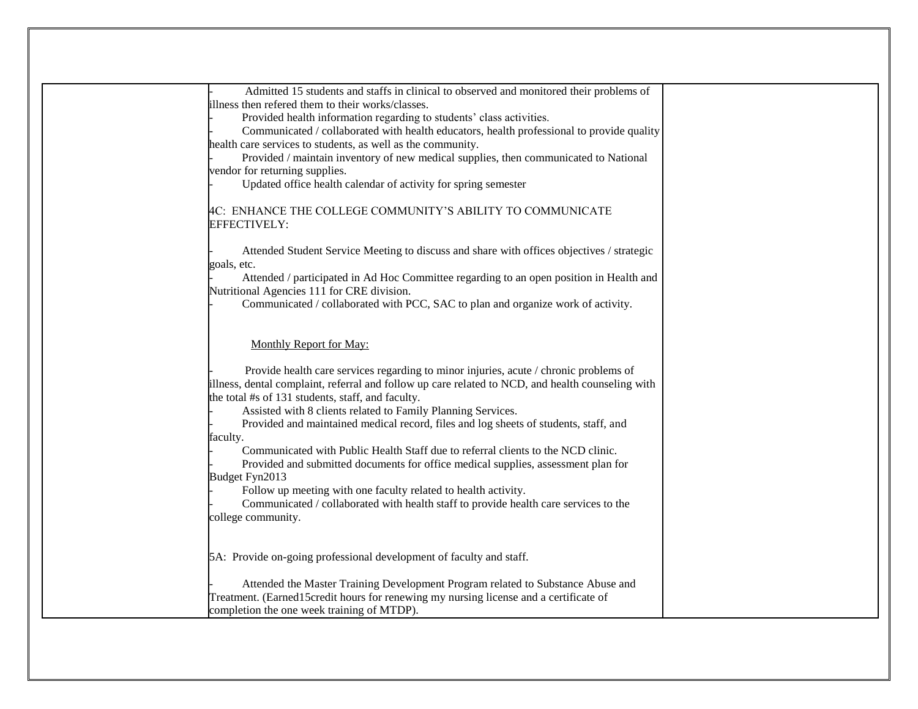| | - Admitted 15 students and staffs in clinical to observed and monitored their problems of illness then refered them to their works/classes.<br>- Provided health information regarding to students' class activities.<br>- Communicated / collaborated with health educators, health professional to provide quality health care services to students, as well as the community.<br>- Provided / maintain inventory of new medical supplies, then communicated to National vendor for returning supplies.<br>- Updated office health calendar of activity for spring semester<br><br>4C: ENHANCE THE COLLEGE COMMUNITY'S ABILITY TO COMMUNICATE EFFECTIVELY:<br><br>- Attended Student Service Meeting to discuss and share with offices objectives / strategic goals, etc.<br>- Attended / participated in Ad Hoc Committee regarding to an open position in Health and Nutritional Agencies 111 for CRE division.<br>- Communicated / collaborated with PCC, SAC to plan and organize work of activity.<br><br><u>Monthly Report for May:</u><br><br>- Provide health care services regarding to minor injuries, acute / chronic problems of illness, dental complaint, referral and follow up care related to NCD, and health counseling with the total #s of 131 students, staff, and faculty.<br>- Assisted with 8 clients related to Family Planning Services.<br>- Provided and maintained medical record, files and log sheets of students, staff, and faculty.<br>- Communicated with Public Health Staff due to referral clients to the NCD clinic.<br>- Provided and submitted documents for office medical supplies, assessment plan for Budget Fyn2013<br>- Follow up meeting with one faculty related to health activity.<br>- Communicated / collaborated with health staff to provide health care services to the college community.<br><br>5A: Provide on-going professional development of faculty and staff.<br><br>- Attended the Master Training Development Program related to Substance Abuse and Treatment. (Earned15credit hours for renewing my nursing license and a certificate of completion the one week training of MTDP). | |
|---|---|---|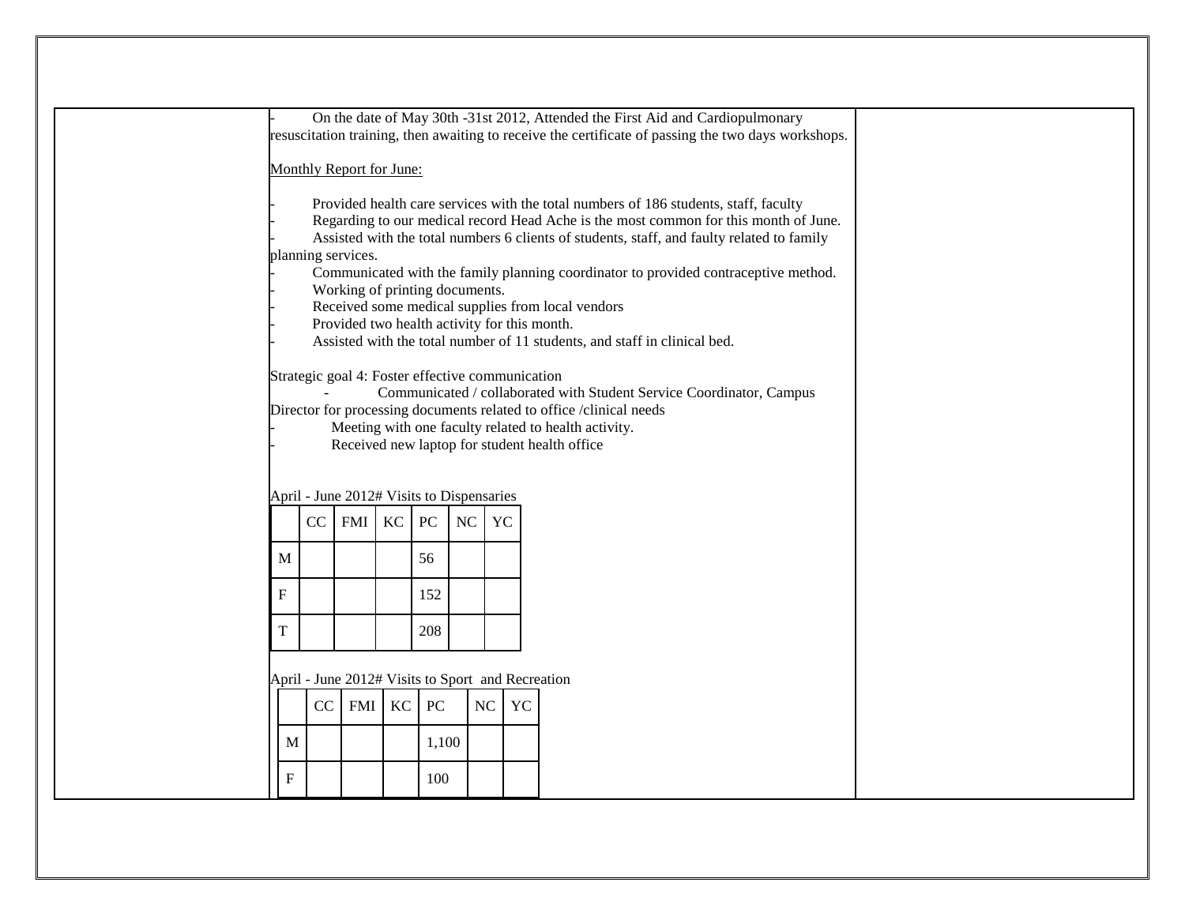- On the date of May 30th -31st 2012, Attended the First Aid and Cardiopulmonary resuscitation training, then awaiting to receive the certificate of passing the two days workshops.

Monthly Report for June:

- Provided health care services with the total numbers of 186 students, staff, faculty
- Regarding to our medical record Head Ache is the most common for this month of June.
- Assisted with the total numbers 6 clients of students, staff, and faulty related to family planning services.
- Communicated with the family planning coordinator to provided contraceptive method.
- Working of printing documents.
- Received some medical supplies from local vendors
- Provided two health activity for this month.
- Assisted with the total number of 11 students, and staff in clinical bed.

Strategic goal 4: Foster effective communication

- Communicated / collaborated with Student Service Coordinator, Campus Director for processing documents related to office /clinical needs
- Meeting with one faculty related to health activity.
- Received new laptop for student health office

April - June 2012# Visits to Dispensaries

| | CC | FMI | KC | PC | NC | YC |
|---|---|---|---|---|---|---|
| M | | | | 56 | | |
| F | | | | 152 | | |
| T | | | | 208 | | |

April - June 2012# Visits to Sport and Recreation

| | CC | FMI | KC | PC | NC | YC |
|---|---|---|---|---|---|---|
| M | | | | 1,100 | | |
| F | | | | 100 | | |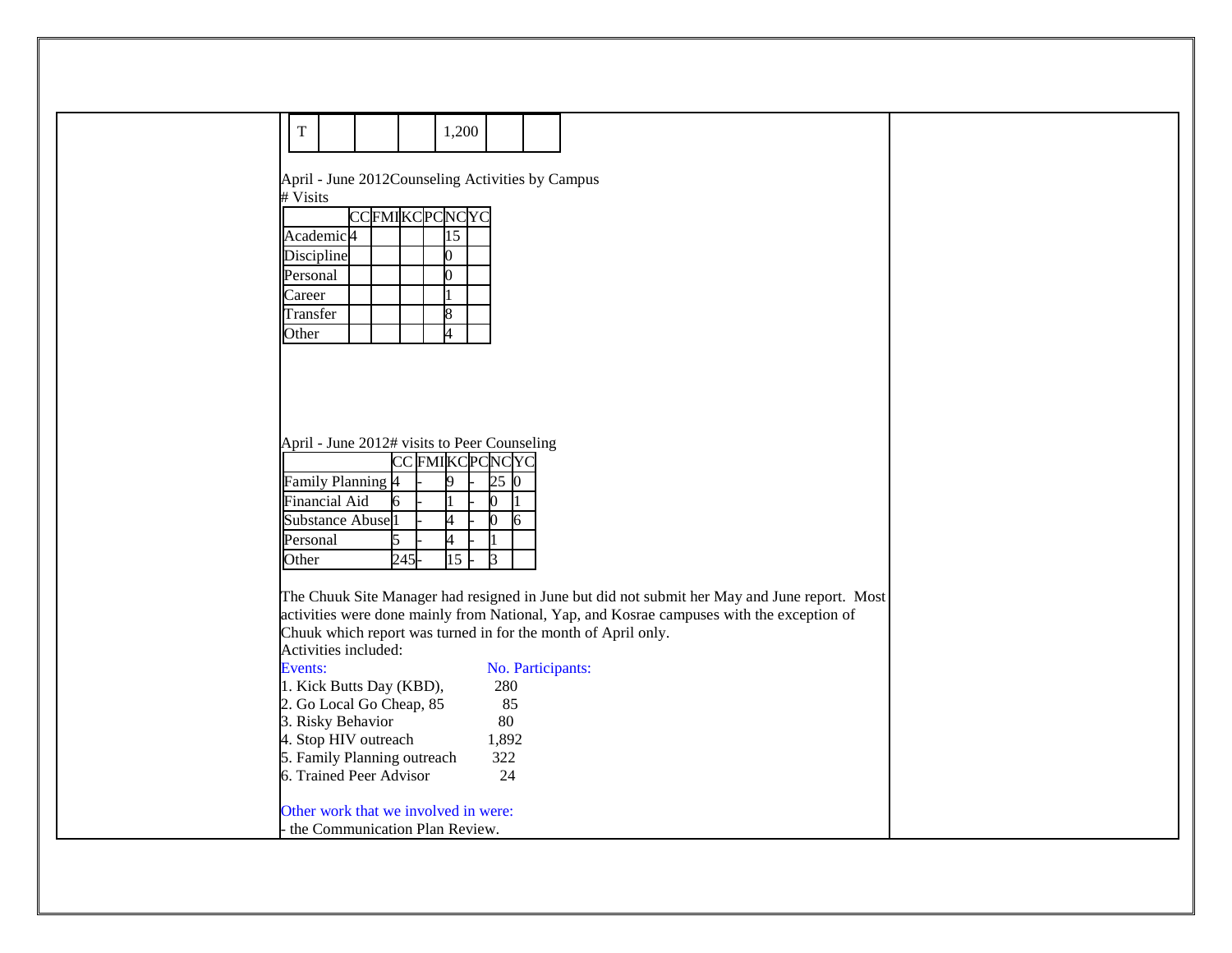| T | | | | 1,200 | | |
|---|---|---|---|---|---|---|

April - June 2012Counseling Activities by Campus

\# Visits

| | CC | FMI | KC | PC | NC | YC |
|---|---|---|---|---|---|---|
| Academic | 4 | | | | 15 | |
| Discipline | | | | | 0 | |
| Personal | | | | | 0 | |
| Career | | | | | 1 | |
| Transfer | | | | | 8 | |
| Other | | | | | 4 | |

April - June 2012# visits to Peer Counseling

| | CC | FMI | KC | PC | NC | YC |
|---|---|---|---|---|---|---|
| Family Planning | 4 | - | 9 | - | 25 | 0 |
| Financial Aid | 6 | - | 1 | - | 0 | 1 |
| Substance Abuse | 1 | - | 4 | - | 0 | 6 |
| Personal | 5 | - | 4 | - | 1 | |
| Other | 245 | - | 15 | - | 3 | |

The Chuuk Site Manager had resigned in June but did not submit her May and June report. Most activities were done mainly from National, Yap, and Kosrae campuses with the exception of Chuuk which report was turned in for the month of April only.

Activities included:

| Events: | No. Participants: |
|---|---|
| 1. Kick Butts Day (KBD), | 280 |
| 2. Go Local Go Cheap, 85 | 85 |
| 3. Risky Behavior | 80 |
| 4. Stop HIV outreach | 1,892 |
| 5. Family Planning outreach | 322 |
| 6. Trained Peer Advisor | 24 |

Other work that we involved in were:

- the Communication Plan Review.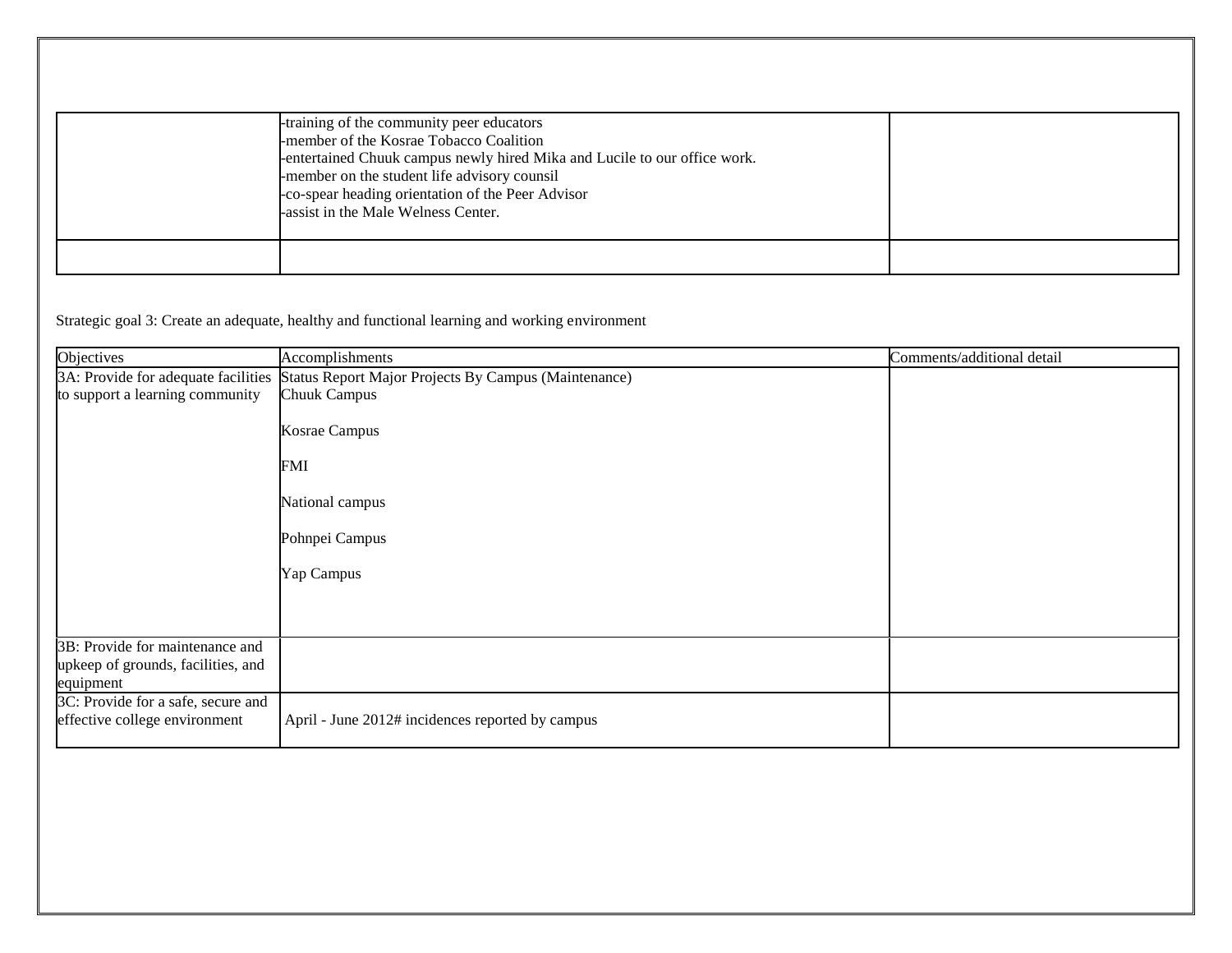| | | |
|---|---|---|
| | -training of the community peer educators<br>-member of the Kosrae Tobacco Coalition<br>-entertained Chuuk campus newly hired Mika and Lucile to our office work.<br>-member on the student life advisory counsil<br>-co-spear heading orientation of the Peer Advisor<br>-assist in the Male Welness Center. | |
| | | |

Strategic goal 3: Create an adequate, healthy and functional learning and working environment

| Objectives | Accomplishments | Comments/additional detail |
|---|---|---|
| 3A: Provide for adequate facilities to support a learning community | Status Report Major Projects By Campus (Maintenance)<br>Chuuk Campus<br><br>Kosrae Campus<br><br>FMI<br><br>National campus<br><br>Pohnpei Campus<br><br>Yap Campus | |
| 3B: Provide for maintenance and upkeep of grounds, facilities, and equipment | | |
| 3C: Provide for a safe, secure and effective college environment | April - June 2012# incidences reported by campus | |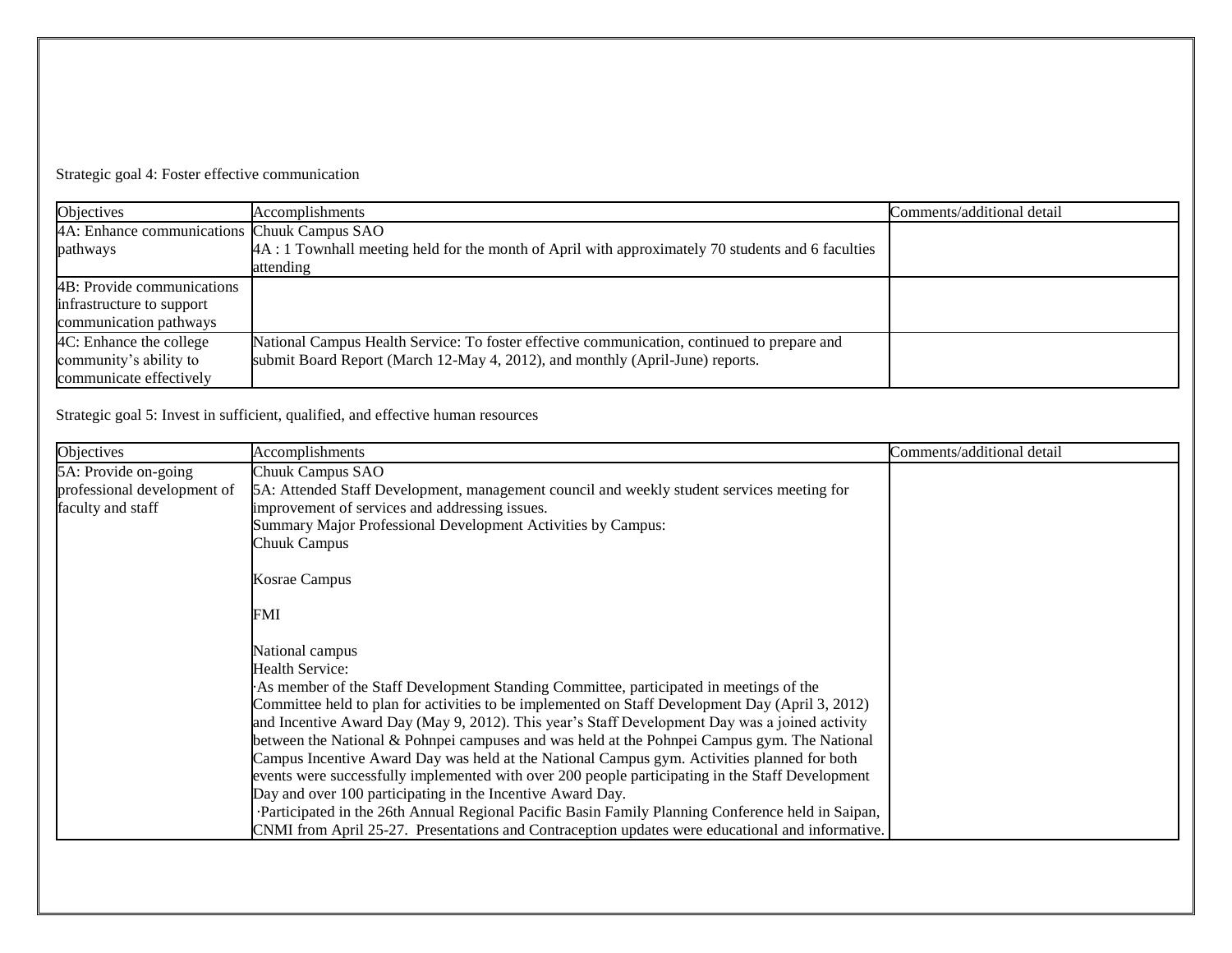Strategic goal 4: Foster effective communication

| Objectives | Accomplishments | Comments/additional detail |
| --- | --- | --- |
| 4A: Enhance communications pathways | Chuuk Campus SAO<br>4A : 1 Townhall meeting held for the month of April with approximately 70 students and 6 faculties attending | |
| 4B: Provide communications infrastructure to support communication pathways | | |
| 4C: Enhance the college community's ability to communicate effectively | National Campus Health Service: To foster effective communication, continued to prepare and submit Board Report (March 12-May 4, 2012), and monthly (April-June) reports. | |

Strategic goal 5: Invest in sufficient, qualified, and effective human resources

| Objectives | Accomplishments | Comments/additional detail |
| --- | --- | --- |
| 5A: Provide on-going professional development of faculty and staff | Chuuk Campus SAO<br>5A: Attended Staff Development, management council and weekly student services meeting for improvement of services and addressing issues.<br>Summary Major Professional Development Activities by Campus:<br>Chuuk Campus<br><br>Kosrae Campus<br><br>FMI<br><br>National campus<br>Health Service:<br>·As member of the Staff Development Standing Committee, participated in meetings of the Committee held to plan for activities to be implemented on Staff Development Day (April 3, 2012) and Incentive Award Day (May 9, 2012). This year's Staff Development Day was a joined activity between the National & Pohnpei campuses and was held at the Pohnpei Campus gym. The National Campus Incentive Award Day was held at the National Campus gym. Activities planned for both events were successfully implemented with over 200 people participating in the Staff Development Day and over 100 participating in the Incentive Award Day.<br>·Participated in the 26th Annual Regional Pacific Basin Family Planning Conference held in Saipan, CNMI from April 25-27. Presentations and Contraception updates were educational and informative. | |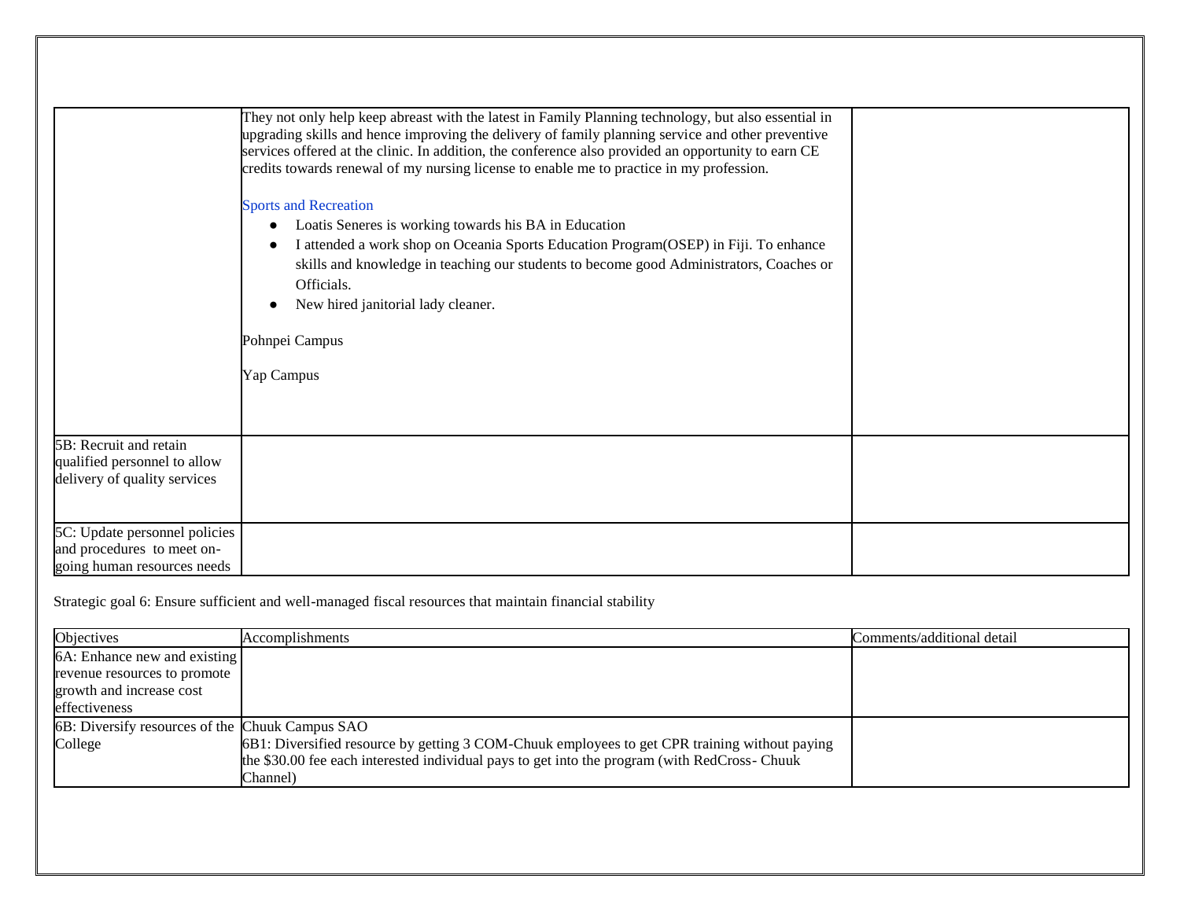| | | |
|---|---|---|
| | They not only help keep abreast with the latest in Family Planning technology, but also essential in upgrading skills and hence improving the delivery of family planning service and other preventive services offered at the clinic. In addition, the conference also provided an opportunity to earn CE credits towards renewal of my nursing license to enable me to practice in my profession.<br><br>Sports and Recreation<br>• Loatis Seneres is working towards his BA in Education<br>• I attended a work shop on Oceania Sports Education Program(OSEP) in Fiji. To enhance skills and knowledge in teaching our students to become good Administrators, Coaches or Officials.<br>• New hired janitorial lady cleaner.<br><br>Pohnpei Campus<br><br>Yap Campus | |
| 5B: Recruit and retain qualified personnel to allow delivery of quality services | | |
| 5C: Update personnel policies and procedures to meet on-going human resources needs | | |

Strategic goal 6: Ensure sufficient and well-managed fiscal resources that maintain financial stability

| Objectives | Accomplishments | Comments/additional detail |
|---|---|---|
| 6A: Enhance new and existing revenue resources to promote growth and increase cost effectiveness | | |
| 6B: Diversify resources of the College | Chuuk Campus SAO<br>6B1: Diversified resource by getting 3 COM-Chuuk employees to get CPR training without paying the $30.00 fee each interested individual pays to get into the program (with RedCross- Chuuk Channel) | |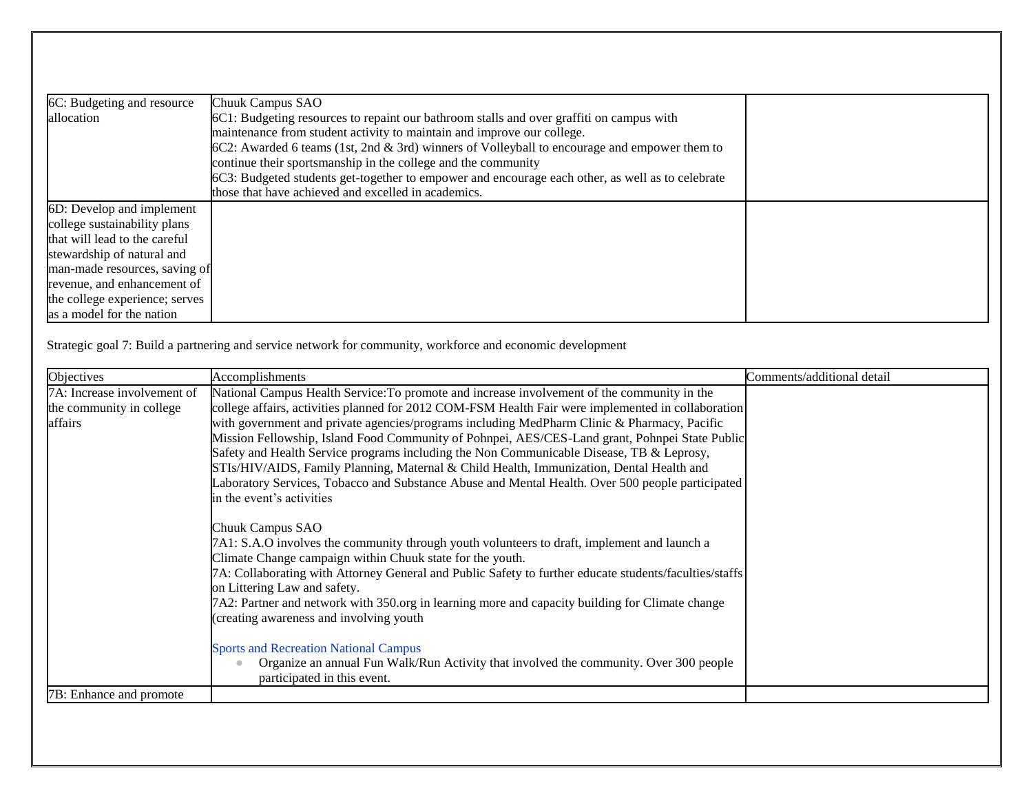| | | |
|---|---|---|
| 6C: Budgeting and resource allocation | Chuuk Campus SAO<br>6C1: Budgeting resources to repaint our bathroom stalls and over graffiti on campus with maintenance from student activity to maintain and improve our college.<br>6C2: Awarded 6 teams (1st, 2nd & 3rd) winners of Volleyball to encourage and empower them to continue their sportsmanship in the college and the community<br>6C3: Budgeted students get-together to empower and encourage each other, as well as to celebrate those that have achieved and excelled in academics. | |
| 6D: Develop and implement college sustainability plans that will lead to the careful stewardship of natural and man-made resources, saving of revenue, and enhancement of the college experience; serves as a model for the nation | | |

Strategic goal 7: Build a partnering and service network for community, workforce and economic development

| Objectives | Accomplishments | Comments/additional detail |
|---|---|---|
| 7A: Increase involvement of the community in college affairs | National Campus Health Service:To promote and increase involvement of the community in the college affairs, activities planned for 2012 COM-FSM Health Fair were implemented in collaboration with government and private agencies/programs including MedPharm Clinic & Pharmacy, Pacific Mission Fellowship, Island Food Community of Pohnpei, AES/CES-Land grant, Pohnpei State Public Safety and Health Service programs including the Non Communicable Disease, TB & Leprosy, STIs/HIV/AIDS, Family Planning, Maternal & Child Health, Immunization, Dental Health and Laboratory Services, Tobacco and Substance Abuse and Mental Health. Over 500 people participated in the event's activities<br><br>Chuuk Campus SAO<br>7A1: S.A.O involves the community through youth volunteers to draft, implement and launch a Climate Change campaign within Chuuk state for the youth.<br>7A: Collaborating with Attorney General and Public Safety to further educate students/faculties/staffs on Littering Law and safety.<br>7A2: Partner and network with 350.org in learning more and capacity building for Climate change (creating awareness and involving youth<br><br>Sports and Recreation National Campus<br>• Organize an annual Fun Walk/Run Activity that involved the community. Over 300 people participated in this event. | |
| 7B: Enhance and promote | | |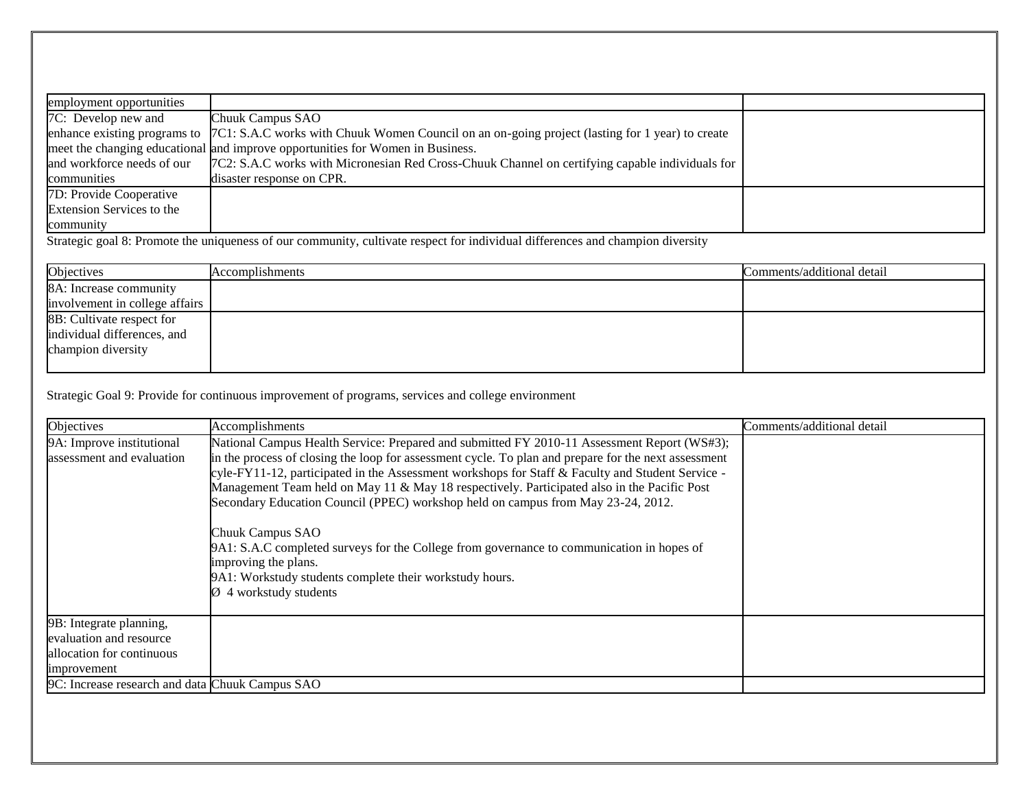| | | |
|---|---|---|
| employment opportunities | | |
| 7C: Develop new and enhance existing programs to meet the changing educational and workforce needs of our communities | Chuuk Campus SAO<br>7C1: S.A.C works with Chuuk Women Council on an on-going project (lasting for 1 year) to create and improve opportunities for Women in Business.<br>7C2: S.A.C works with Micronesian Red Cross-Chuuk Channel on certifying capable individuals for disaster response on CPR. | |
| 7D: Provide Cooperative Extension Services to the community | | |

Strategic goal 8: Promote the uniqueness of our community, cultivate respect for individual differences and champion diversity

| Objectives | Accomplishments | Comments/additional detail |
|---|---|---|
| 8A: Increase community involvement in college affairs | | |
| 8B: Cultivate respect for individual differences, and champion diversity | | |

Strategic Goal 9: Provide for continuous improvement of programs, services and college environment

| Objectives | Accomplishments | Comments/additional detail |
|---|---|---|
| 9A: Improve institutional assessment and evaluation | National Campus Health Service: Prepared and submitted FY 2010-11 Assessment Report (WS#3); in the process of closing the loop for assessment cycle. To plan and prepare for the next assessment cyle-FY11-12, participated in the Assessment workshops for Staff & Faculty and Student Service - Management Team held on May 11 & May 18 respectively. Participated also in the Pacific Post Secondary Education Council (PPEC) workshop held on campus from May 23-24, 2012.<br><br>Chuuk Campus SAO<br>9A1: S.A.C completed surveys for the College from governance to communication in hopes of improving the plans.<br>9A1: Workstudy students complete their workstudy hours.<br>Ø 4 workstudy students | |
| 9B: Integrate planning, evaluation and resource allocation for continuous improvement | | |
| 9C: Increase research and data | Chuuk Campus SAO | |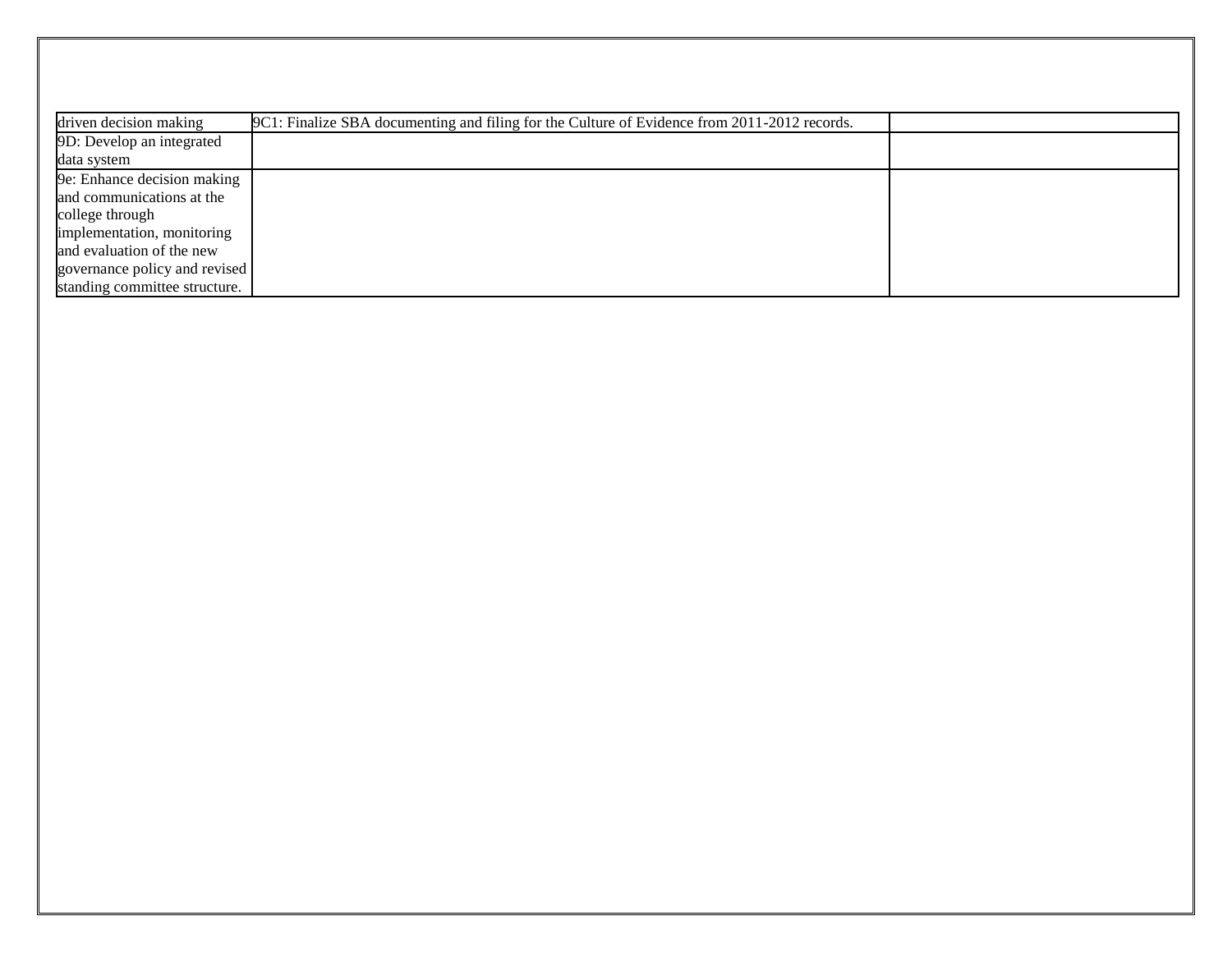| | | |
|---|---|---|
| driven decision making | 9C1: Finalize SBA documenting and filing for the Culture of Evidence from 2011-2012 records. | |
| 9D: Develop an integrated data system | | |
| 9e: Enhance decision making and communications at the college through implementation, monitoring and evaluation of the new governance policy and revised standing committee structure. | | |